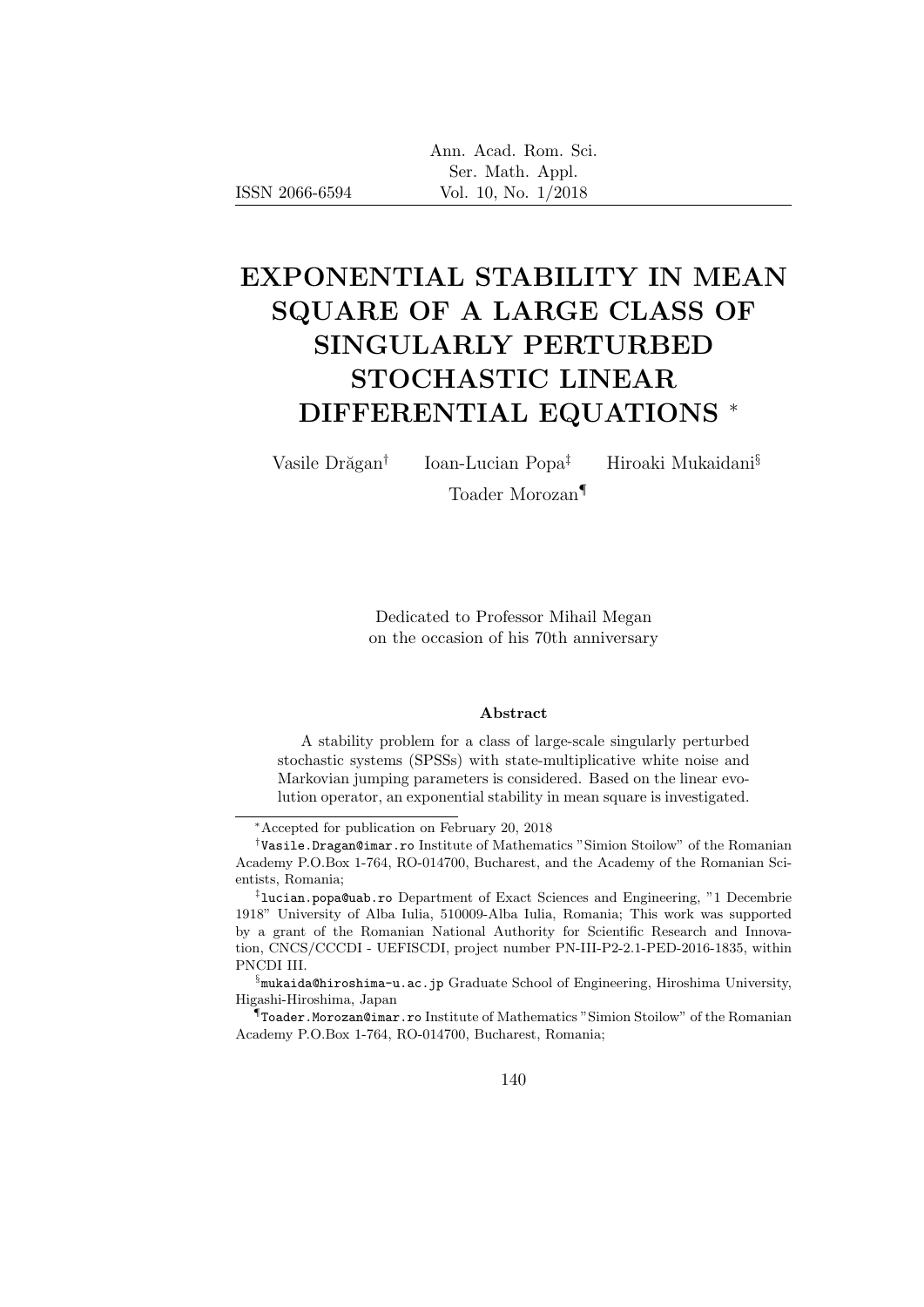# EXPONENTIAL STABILITY IN MEAN SQUARE OF A LARGE CLASS OF SINGULARLY PERTURBED STOCHASTIC LINEAR DIFFERENTIAL EQUATIONS *

Vasile Drăgan[†] Ioan-Lucian Popa[‡] Hiroaki Mukaidani[§]

Toader Morozan[¶]

Dedicated to Professor Mihail Megan
on the occasion of his 70th anniversary

**Abstract**

A stability problem for a class of large-scale singularly perturbed stochastic systems (SPSSs) with state-multiplicative white noise and Markovian jumping parameters is considered. Based on the linear evolution operator, an exponential stability in mean square is investigated.

---

*Accepted for publication on February 20, 2018

[†]Vasile.Dragan@imar.ro Institute of Mathematics "Simion Stoilow" of the Romanian Academy P.O.Box 1-764, RO-014700, Bucharest, and the Academy of the Romanian Scientists, Romania;

[‡]lucian.popa@uab.ro Department of Exact Sciences and Engineering, "1 Decembrie 1918" University of Alba Iulia, 510009-Alba Iulia, Romania; This work was supported by a grant of the Romanian National Authority for Scientific Research and Innovation, CNCS/CCCDI - UEFISCDI, project number PN-III-P2-2.1-PED-2016-1835, within PNCDI III.

[§]mukaida@hiroshima-u.ac.jp Graduate School of Engineering, Hiroshima University, Higashi-Hiroshima, Japan

[¶]Toader.Morozan@imar.ro Institute of Mathematics "Simion Stoilow" of the Romanian Academy P.O.Box 1-764, RO-014700, Bucharest, Romania;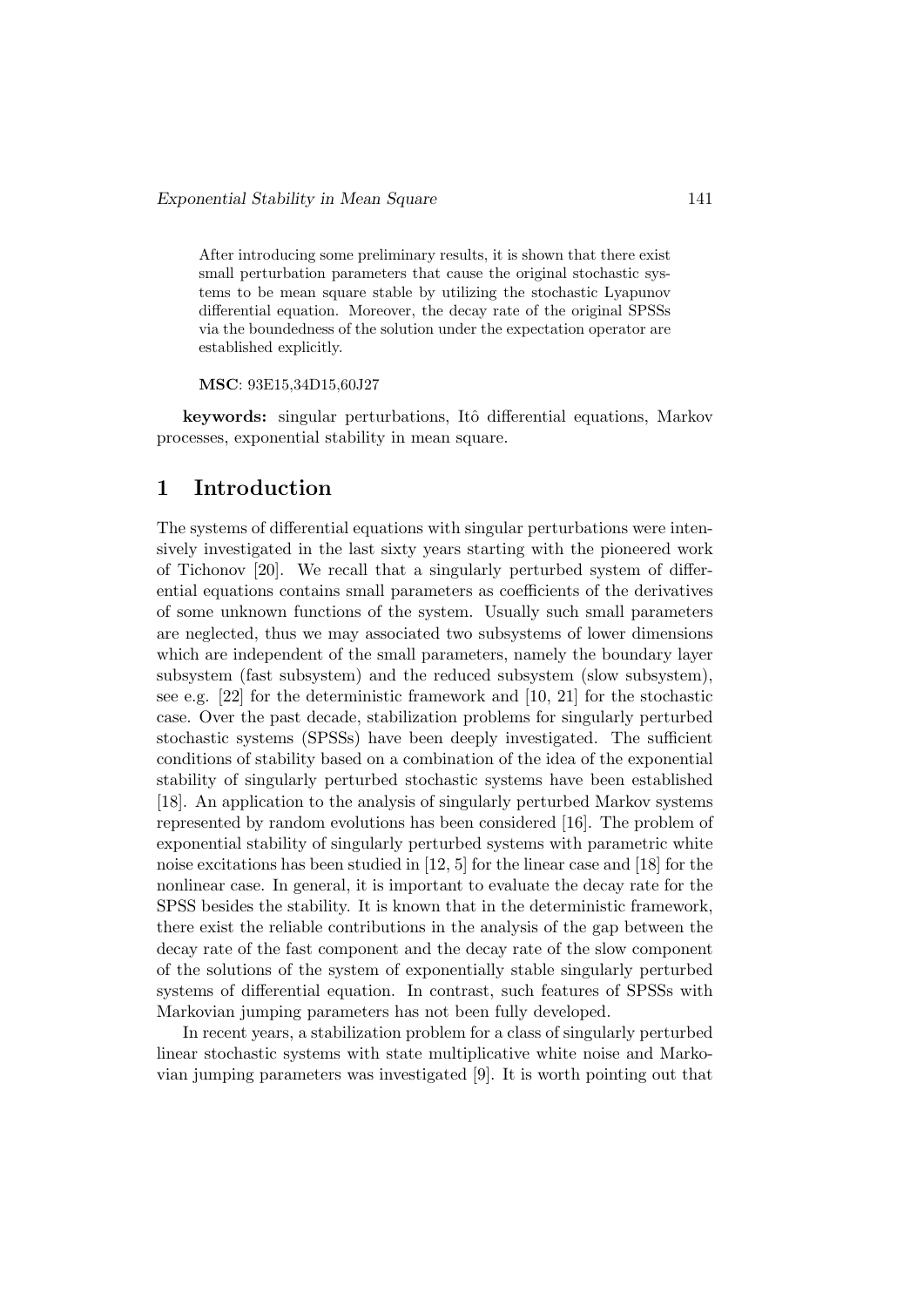After introducing some preliminary results, it is shown that there exist small perturbation parameters that cause the original stochastic systems to be mean square stable by utilizing the stochastic Lyapunov differential equation. Moreover, the decay rate of the original SPSSs via the boundedness of the solution under the expectation operator are established explicitly.

**MSC**: 93E15,34D15,60J27

**keywords:** singular perturbations, Itô differential equations, Markov processes, exponential stability in mean square.

# 1 Introduction

The systems of differential equations with singular perturbations were intensively investigated in the last sixty years starting with the pioneered work of Tichonov [20]. We recall that a singularly perturbed system of differential equations contains small parameters as coefficients of the derivatives of some unknown functions of the system. Usually such small parameters are neglected, thus we may associated two subsystems of lower dimensions which are independent of the small parameters, namely the boundary layer subsystem (fast subsystem) and the reduced subsystem (slow subsystem), see e.g. [22] for the deterministic framework and [10, 21] for the stochastic case. Over the past decade, stabilization problems for singularly perturbed stochastic systems (SPSSs) have been deeply investigated. The sufficient conditions of stability based on a combination of the idea of the exponential stability of singularly perturbed stochastic systems have been established [18]. An application to the analysis of singularly perturbed Markov systems represented by random evolutions has been considered [16]. The problem of exponential stability of singularly perturbed systems with parametric white noise excitations has been studied in [12, 5] for the linear case and [18] for the nonlinear case. In general, it is important to evaluate the decay rate for the SPSS besides the stability. It is known that in the deterministic framework, there exist the reliable contributions in the analysis of the gap between the decay rate of the fast component and the decay rate of the slow component of the solutions of the system of exponentially stable singularly perturbed systems of differential equation. In contrast, such features of SPSSs with Markovian jumping parameters has not been fully developed.

In recent years, a stabilization problem for a class of singularly perturbed linear stochastic systems with state multiplicative white noise and Markovian jumping parameters was investigated [9]. It is worth pointing out that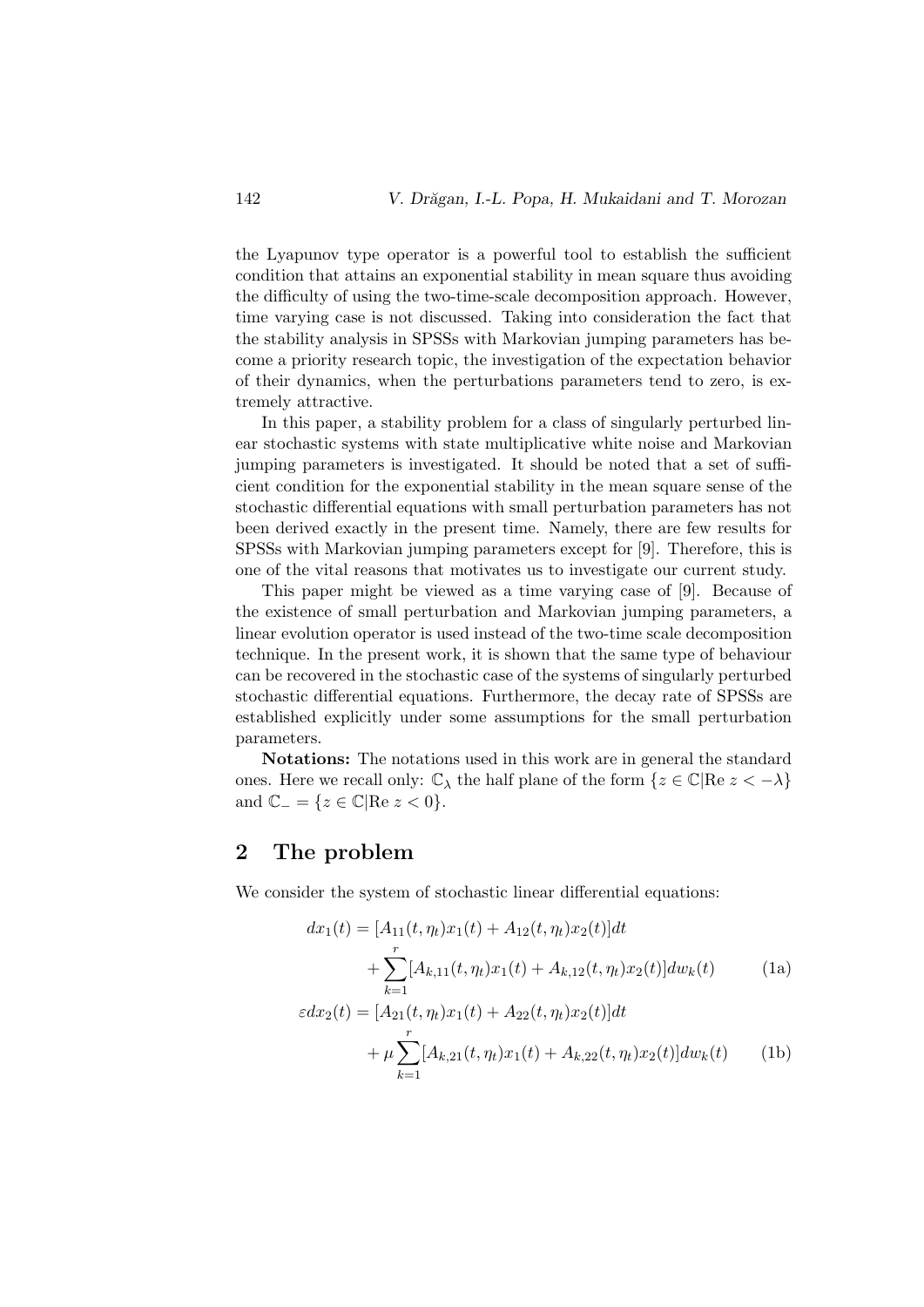the Lyapunov type operator is a powerful tool to establish the sufficient condition that attains an exponential stability in mean square thus avoiding the difficulty of using the two-time-scale decomposition approach. However, time varying case is not discussed. Taking into consideration the fact that the stability analysis in SPSSs with Markovian jumping parameters has become a priority research topic, the investigation of the expectation behavior of their dynamics, when the perturbations parameters tend to zero, is extremely attractive.

In this paper, a stability problem for a class of singularly perturbed linear stochastic systems with state multiplicative white noise and Markovian jumping parameters is investigated. It should be noted that a set of sufficient condition for the exponential stability in the mean square sense of the stochastic differential equations with small perturbation parameters has not been derived exactly in the present time. Namely, there are few results for SPSSs with Markovian jumping parameters except for [9]. Therefore, this is one of the vital reasons that motivates us to investigate our current study.

This paper might be viewed as a time varying case of [9]. Because of the existence of small perturbation and Markovian jumping parameters, a linear evolution operator is used instead of the two-time scale decomposition technique. In the present work, it is shown that the same type of behaviour can be recovered in the stochastic case of the systems of singularly perturbed stochastic differential equations. Furthermore, the decay rate of SPSSs are established explicitly under some assumptions for the small perturbation parameters.

**Notations:** The notations used in this work are in general the standard ones. Here we recall only: $\mathbb{C}_\lambda$ the half plane of the form $\{z \in \mathbb{C} | \text{Re } z < -\lambda\}$ and $\mathbb{C}_- = \{z \in \mathbb{C} | \text{Re } z < 0\}$.

## 2 The problem

We consider the system of stochastic linear differential equations:

$$
\begin{aligned}
dx_1(t) &= [A_{11}(t,\eta_t)x_1(t) + A_{12}(t,\eta_t)x_2(t)]dt \\
&\quad + \sum_{k=1}^{r}[A_{k,11}(t,\eta_t)x_1(t) + A_{k,12}(t,\eta_t)x_2(t)]dw_k(t) \qquad \text{(1a)}
\end{aligned}
$$

$$
\begin{aligned}
\varepsilon dx_2(t) &= [A_{21}(t,\eta_t)x_1(t) + A_{22}(t,\eta_t)x_2(t)]dt \\
&\quad + \mu \sum_{k=1}^{r}[A_{k,21}(t,\eta_t)x_1(t) + A_{k,22}(t,\eta_t)x_2(t)]dw_k(t) \qquad \text{(1b)}
\end{aligned}
$$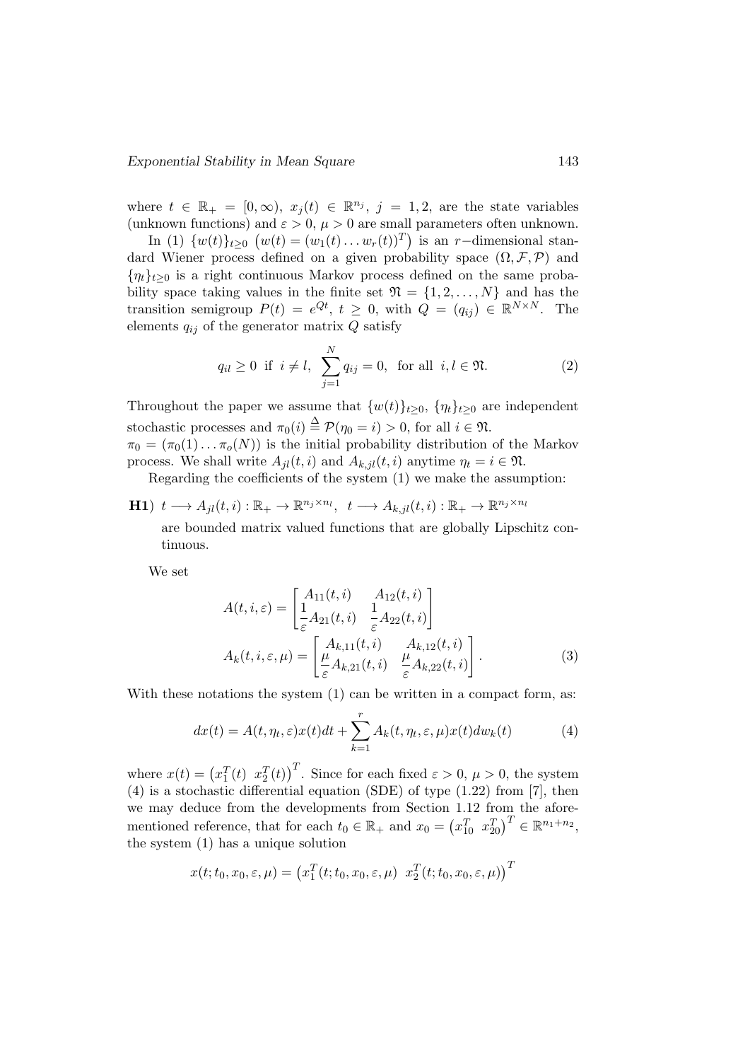where $t \in \mathbb{R}_+ = [0, \infty)$, $x_j(t) \in \mathbb{R}^{n_j}$, $j = 1, 2$, are the state variables (unknown functions) and $\varepsilon > 0$, $\mu > 0$ are small parameters often unknown.

In (1) $\{w(t)\}_{t \geq 0}$ $\left(w(t) = (w_1(t) \dots w_r(t))^T\right)$ is an $r-$dimensional standard Wiener process defined on a given probability space $(\Omega, \mathcal{F}, \mathcal{P})$ and $\{\eta_t\}_{t \geq 0}$ is a right continuous Markov process defined on the same probability space taking values in the finite set $\mathfrak{N} = \{1, 2, \dots, N\}$ and has the transition semigroup $P(t) = e^{Qt}$, $t \geq 0$, with $Q = (q_{ij}) \in \mathbb{R}^{N \times N}$. The elements $q_{ij}$ of the generator matrix $Q$ satisfy

$$q_{il} \geq 0 \;\text{ if }\; i \neq l, \;\; \sum_{j=1}^{N} q_{ij} = 0, \;\text{ for all }\; i, l \in \mathfrak{N}. \tag{2}$$

Throughout the paper we assume that $\{w(t)\}_{t \geq 0}$, $\{\eta_t\}_{t \geq 0}$ are independent stochastic processes and $\pi_0(i) \stackrel{\Delta}{=} \mathcal{P}(\eta_0 = i) > 0$, for all $i \in \mathfrak{N}$.
$\pi_0 = (\pi_0(1) \dots \pi_o(N))$ is the initial probability distribution of the Markov process. We shall write $A_{jl}(t, i)$ and $A_{k,jl}(t, i)$ anytime $\eta_t = i \in \mathfrak{N}$.

Regarding the coefficients of the system (1) we make the assumption:

**H1**) $t \longrightarrow A_{jl}(t, i) : \mathbb{R}_+ \to \mathbb{R}^{n_j \times n_l}$, $\;t \longrightarrow A_{k,jl}(t, i) : \mathbb{R}_+ \to \mathbb{R}^{n_j \times n_l}$

are bounded matrix valued functions that are globally Lipschitz continuous.

We set

$$\begin{aligned}
A(t, i, \varepsilon) &= \begin{bmatrix} A_{11}(t, i) & A_{12}(t, i) \\ \dfrac{1}{\varepsilon} A_{21}(t, i) & \dfrac{1}{\varepsilon} A_{22}(t, i) \end{bmatrix} \\
A_k(t, i, \varepsilon, \mu) &= \begin{bmatrix} A_{k,11}(t, i) & A_{k,12}(t, i) \\ \dfrac{\mu}{\varepsilon} A_{k,21}(t, i) & \dfrac{\mu}{\varepsilon} A_{k,22}(t, i) \end{bmatrix}.
\end{aligned} \tag{3}$$

With these notations the system (1) can be written in a compact form, as:

$$dx(t) = A(t, \eta_t, \varepsilon) x(t) dt + \sum_{k=1}^{r} A_k(t, \eta_t, \varepsilon, \mu) x(t) dw_k(t) \tag{4}$$

where $x(t) = \left(x_1^T(t) \;\; x_2^T(t)\right)^T$. Since for each fixed $\varepsilon > 0$, $\mu > 0$, the system (4) is a stochastic differential equation (SDE) of type (1.22) from [7], then we may deduce from the developments from Section 1.12 from the aforementioned reference, that for each $t_0 \in \mathbb{R}_+$ and $x_0 = \left(x_{10}^T \;\; x_{20}^T\right)^T \in \mathbb{R}^{n_1 + n_2}$, the system (1) has a unique solution

$$x(t; t_0, x_0, \varepsilon, \mu) = \left(x_1^T(t; t_0, x_0, \varepsilon, \mu) \;\; x_2^T(t; t_0, x_0, \varepsilon, \mu)\right)^T$$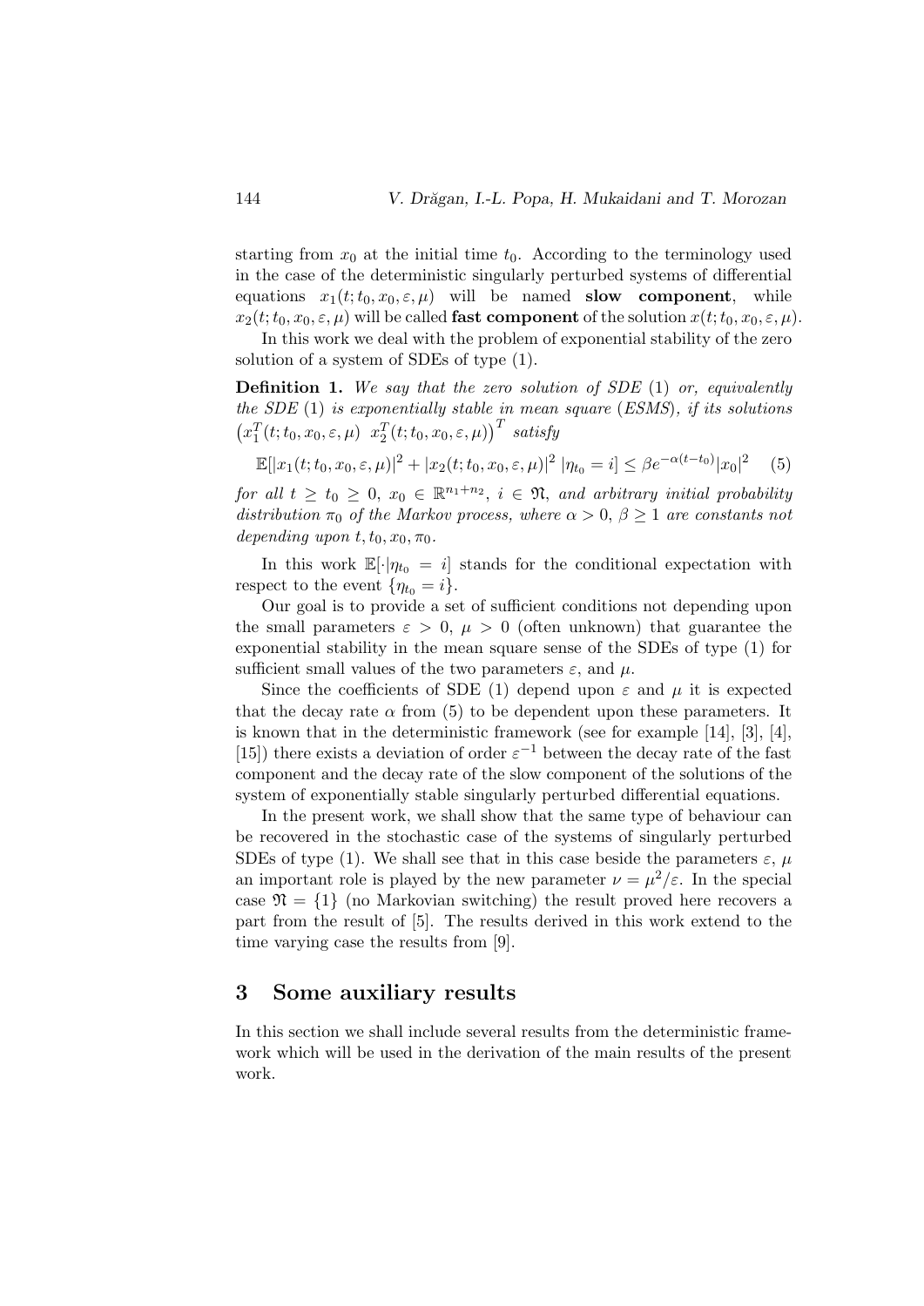starting from $x_0$ at the initial time $t_0$. According to the terminology used in the case of the deterministic singularly perturbed systems of differential equations $x_1(t;t_0,x_0,\varepsilon,\mu)$ will be named **slow component**, while $x_2(t;t_0,x_0,\varepsilon,\mu)$ will be called **fast component** of the solution $x(t;t_0,x_0,\varepsilon,\mu)$.

In this work we deal with the problem of exponential stability of the zero solution of a system of SDEs of type (1).

**Definition 1.** *We say that the zero solution of SDE* (1) *or, equivalently the SDE* (1) *is exponentially stable in mean square* (*ESMS*), *if its solutions* $\left(x_1^T(t;t_0,x_0,\varepsilon,\mu)\ \ x_2^T(t;t_0,x_0,\varepsilon,\mu)\right)^T$ *satisfy*

$$\mathbb{E}[|x_1(t;t_0,x_0,\varepsilon,\mu)|^2 + |x_2(t;t_0,x_0,\varepsilon,\mu)|^2\ |\eta_{t_0} = i] \leq \beta e^{-\alpha(t-t_0)}|x_0|^2 \quad (5)$$

*for all* $t \geq t_0 \geq 0$, $x_0 \in \mathbb{R}^{n_1+n_2}$, $i \in \mathfrak{N}$, *and arbitrary initial probability distribution* $\pi_0$ *of the Markov process, where* $\alpha > 0$, $\beta \geq 1$ *are constants not depending upon* $t, t_0, x_0, \pi_0$.

In this work $\mathbb{E}[\cdot|\eta_{t_0} = i]$ stands for the conditional expectation with respect to the event $\{\eta_{t_0} = i\}$.

Our goal is to provide a set of sufficient conditions not depending upon the small parameters $\varepsilon > 0$, $\mu > 0$ (often unknown) that guarantee the exponential stability in the mean square sense of the SDEs of type (1) for sufficient small values of the two parameters $\varepsilon$, and $\mu$.

Since the coefficients of SDE (1) depend upon $\varepsilon$ and $\mu$ it is expected that the decay rate $\alpha$ from (5) to be dependent upon these parameters. It is known that in the deterministic framework (see for example [14], [3], [4], [15]) there exists a deviation of order $\varepsilon^{-1}$ between the decay rate of the fast component and the decay rate of the slow component of the solutions of the system of exponentially stable singularly perturbed differential equations.

In the present work, we shall show that the same type of behaviour can be recovered in the stochastic case of the systems of singularly perturbed SDEs of type (1). We shall see that in this case beside the parameters $\varepsilon$, $\mu$ an important role is played by the new parameter $\nu = \mu^2/\varepsilon$. In the special case $\mathfrak{N} = \{1\}$ (no Markovian switching) the result proved here recovers a part from the result of [5]. The results derived in this work extend to the time varying case the results from [9].

## 3 Some auxiliary results

In this section we shall include several results from the deterministic framework which will be used in the derivation of the main results of the present work.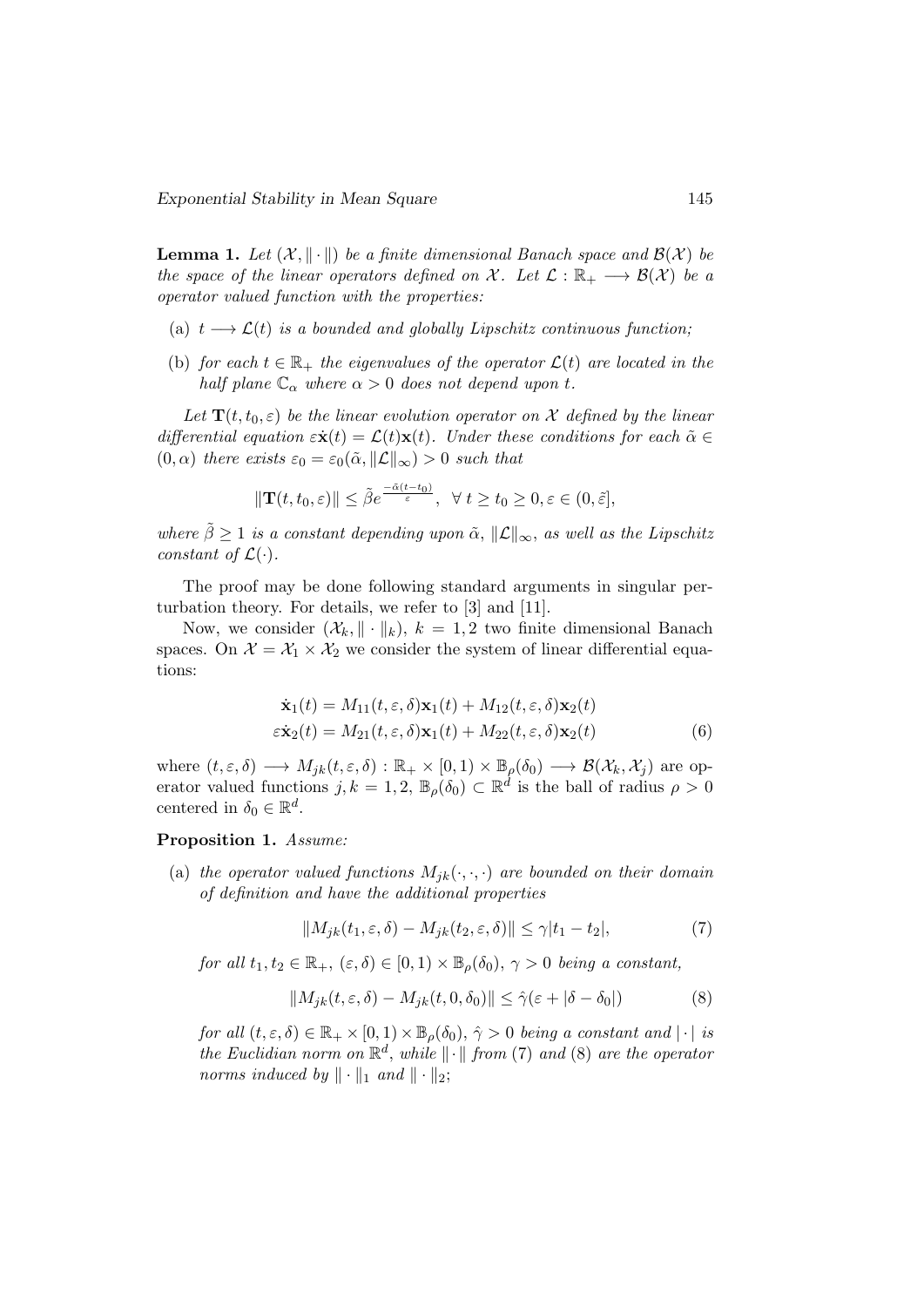**Lemma 1.** *Let $(\mathcal{X}, \|\cdot\|)$ be a finite dimensional Banach space and $\mathcal{B}(\mathcal{X})$ be the space of the linear operators defined on $\mathcal{X}$. Let $\mathcal{L} : \mathbb{R}_+ \longrightarrow \mathcal{B}(\mathcal{X})$ be a operator valued function with the properties:*

- (a) *$t \longrightarrow \mathcal{L}(t)$ is a bounded and globally Lipschitz continuous function;*
- (b) *for each $t \in \mathbb{R}_+$ the eigenvalues of the operator $\mathcal{L}(t)$ are located in the half plane $\mathbb{C}_\alpha$ where $\alpha > 0$ does not depend upon $t$.*

*Let $\mathbf{T}(t, t_0, \varepsilon)$ be the linear evolution operator on $\mathcal{X}$ defined by the linear differential equation $\varepsilon\dot{\mathbf{x}}(t) = \mathcal{L}(t)\mathbf{x}(t)$. Under these conditions for each $\tilde{\alpha} \in (0, \alpha)$ there exists $\varepsilon_0 = \varepsilon_0(\tilde{\alpha}, \|\mathcal{L}\|_\infty) > 0$ such that*

$$\|\mathbf{T}(t, t_0, \varepsilon)\| \leq \tilde{\beta} e^{\frac{-\tilde{\alpha}(t-t_0)}{\varepsilon}}, \quad \forall \; t \geq t_0 \geq 0, \varepsilon \in (0, \tilde{\varepsilon}],$$

*where $\tilde{\beta} \geq 1$ is a constant depending upon $\tilde{\alpha}$, $\|\mathcal{L}\|_\infty$, as well as the Lipschitz constant of $\mathcal{L}(\cdot)$.*

The proof may be done following standard arguments in singular perturbation theory. For details, we refer to [3] and [11].

Now, we consider $(\mathcal{X}_k, \|\cdot\|_k)$, $k = 1, 2$ two finite dimensional Banach spaces. On $\mathcal{X} = \mathcal{X}_1 \times \mathcal{X}_2$ we consider the system of linear differential equations:

$$\begin{aligned} \dot{\mathbf{x}}_1(t) &= M_{11}(t, \varepsilon, \delta)\mathbf{x}_1(t) + M_{12}(t, \varepsilon, \delta)\mathbf{x}_2(t) \\ \varepsilon\dot{\mathbf{x}}_2(t) &= M_{21}(t, \varepsilon, \delta)\mathbf{x}_1(t) + M_{22}(t, \varepsilon, \delta)\mathbf{x}_2(t) \end{aligned} \tag{6}$$

where $(t, \varepsilon, \delta) \longrightarrow M_{jk}(t, \varepsilon, \delta) : \mathbb{R}_+ \times [0, 1) \times \mathbb{B}_\rho(\delta_0) \longrightarrow \mathcal{B}(\mathcal{X}_k, \mathcal{X}_j)$ are operator valued functions $j, k = 1, 2$, $\mathbb{B}_\rho(\delta_0) \subset \mathbb{R}^d$ is the ball of radius $\rho > 0$ centered in $\delta_0 \in \mathbb{R}^d$.

**Proposition 1.** *Assume:*

- (a) *the operator valued functions $M_{jk}(\cdot, \cdot, \cdot)$ are bounded on their domain of definition and have the additional properties*

$$\|M_{jk}(t_1, \varepsilon, \delta) - M_{jk}(t_2, \varepsilon, \delta)\| \leq \gamma |t_1 - t_2|, \tag{7}$$

*for all $t_1, t_2 \in \mathbb{R}_+$, $(\varepsilon, \delta) \in [0, 1) \times \mathbb{B}_\rho(\delta_0)$, $\gamma > 0$ being a constant,*

$$\|M_{jk}(t, \varepsilon, \delta) - M_{jk}(t, 0, \delta_0)\| \leq \hat{\gamma}(\varepsilon + |\delta - \delta_0|) \tag{8}$$

*for all $(t, \varepsilon, \delta) \in \mathbb{R}_+ \times [0, 1) \times \mathbb{B}_\rho(\delta_0)$, $\hat{\gamma} > 0$ being a constant and $|\cdot|$ is the Euclidian norm on $\mathbb{R}^d$, while $\|\cdot\|$ from (7) and (8) are the operator norms induced by $\|\cdot\|_1$ and $\|\cdot\|_2$;*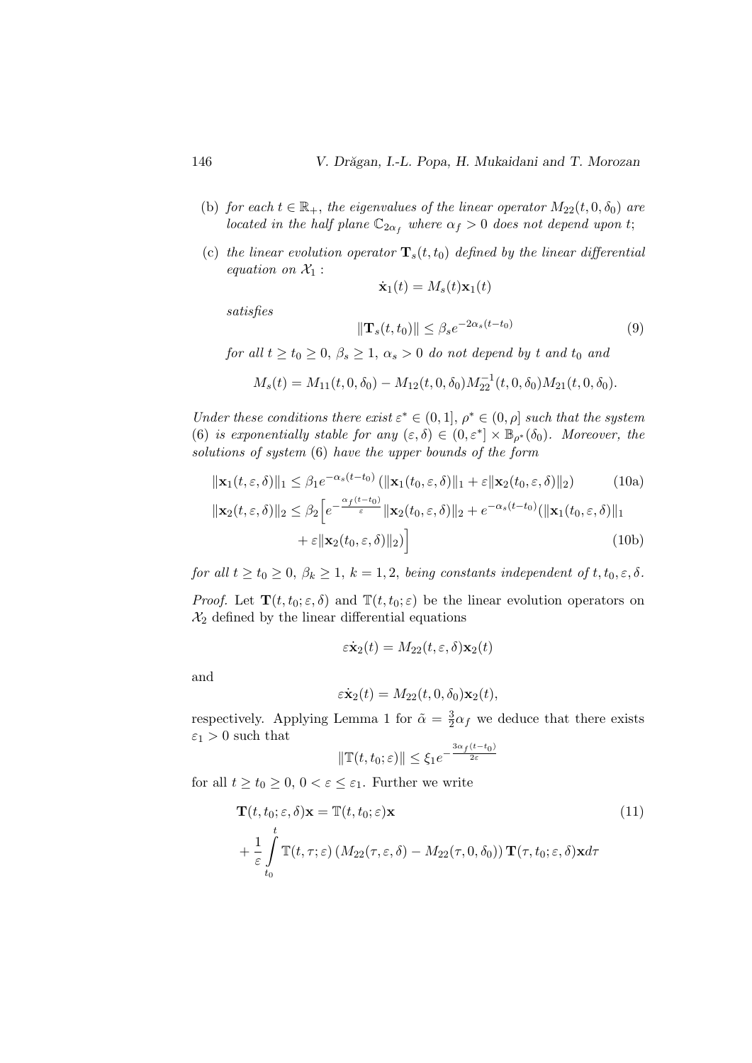(b) *for each $t \in \mathbb{R}_+$, the eigenvalues of the linear operator $M_{22}(t, 0, \delta_0)$ are located in the half plane $\mathbb{C}_{2\alpha_f}$ where $\alpha_f > 0$ does not depend upon $t$;*

(c) *the linear evolution operator $\mathbf{T}_s(t, t_0)$ defined by the linear differential equation on $\mathcal{X}_1$ :*

$$\dot{\mathbf{x}}_1(t) = M_s(t)\mathbf{x}_1(t)$$

*satisfies*

$$\|\mathbf{T}_s(t, t_0)\| \leq \beta_s e^{-2\alpha_s(t-t_0)} \tag{9}$$

*for all $t \geq t_0 \geq 0$, $\beta_s \geq 1$, $\alpha_s > 0$ do not depend by $t$ and $t_0$ and*

$$M_s(t) = M_{11}(t, 0, \delta_0) - M_{12}(t, 0, \delta_0)M_{22}^{-1}(t, 0, \delta_0)M_{21}(t, 0, \delta_0).$$

*Under these conditions there exist $\varepsilon^* \in (0, 1]$, $\rho^* \in (0, \rho]$ such that the system (6) is exponentially stable for any $(\varepsilon, \delta) \in (0, \varepsilon^*] \times \mathbb{B}_{\rho^*}(\delta_0)$. Moreover, the solutions of system (6) have the upper bounds of the form*

$$\|\mathbf{x}_1(t, \varepsilon, \delta)\|_1 \leq \beta_1 e^{-\alpha_s(t-t_0)} \left(\|\mathbf{x}_1(t_0, \varepsilon, \delta)\|_1 + \varepsilon\|\mathbf{x}_2(t_0, \varepsilon, \delta)\|_2\right) \tag{10a}$$

$$\begin{aligned}\|\mathbf{x}_2(t, \varepsilon, \delta)\|_2 \leq \beta_2 \Big[ & e^{-\frac{\alpha_f(t-t_0)}{\varepsilon}} \|\mathbf{x}_2(t_0, \varepsilon, \delta)\|_2 + e^{-\alpha_s(t-t_0)}(\|\mathbf{x}_1(t_0, \varepsilon, \delta)\|_1 \\ & + \varepsilon\|\mathbf{x}_2(t_0, \varepsilon, \delta)\|_2)\Big]\end{aligned} \tag{10b}$$

*for all $t \geq t_0 \geq 0$, $\beta_k \geq 1$, $k = 1, 2$, being constants independent of $t, t_0, \varepsilon, \delta$.*

*Proof.* Let $\mathbf{T}(t, t_0; \varepsilon, \delta)$ and $\mathbb{T}(t, t_0; \varepsilon)$ be the linear evolution operators on $\mathcal{X}_2$ defined by the linear differential equations

$$\varepsilon\dot{\mathbf{x}}_2(t) = M_{22}(t, \varepsilon, \delta)\mathbf{x}_2(t)$$

and

$$\varepsilon\dot{\mathbf{x}}_2(t) = M_{22}(t, 0, \delta_0)\mathbf{x}_2(t),$$

respectively. Applying Lemma 1 for $\tilde{\alpha} = \frac{3}{2}\alpha_f$ we deduce that there exists $\varepsilon_1 > 0$ such that

$$\|\mathbb{T}(t, t_0; \varepsilon)\| \leq \xi_1 e^{-\frac{3\alpha_f(t-t_0)}{2\varepsilon}}$$

for all $t \geq t_0 \geq 0$, $0 < \varepsilon \leq \varepsilon_1$. Further we write

$$\begin{aligned}&\mathbf{T}(t, t_0; \varepsilon, \delta)\mathbf{x} = \mathbb{T}(t, t_0; \varepsilon)\mathbf{x} \\ &+ \frac{1}{\varepsilon}\int_{t_0}^{t} \mathbb{T}(t, \tau; \varepsilon)\left(M_{22}(\tau, \varepsilon, \delta) - M_{22}(\tau, 0, \delta_0)\right)\mathbf{T}(\tau, t_0; \varepsilon, \delta)\mathbf{x}d\tau\end{aligned} \tag{11}$$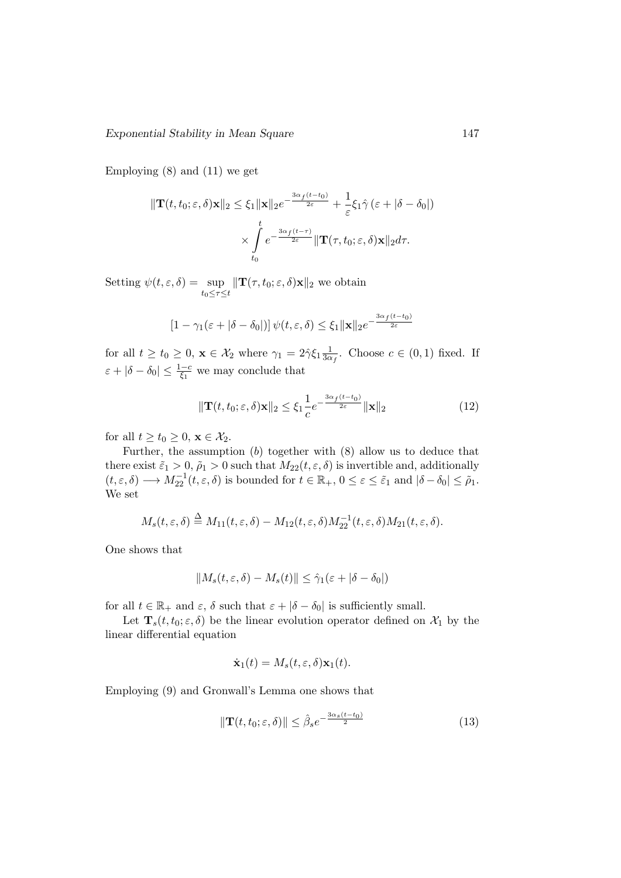Employing (8) and (11) we get

$$\|\mathbf{T}(t,t_0;\varepsilon,\delta)\mathbf{x}\|_2 \leq \xi_1\|\mathbf{x}\|_2 e^{-\frac{3\alpha_f(t-t_0)}{2\varepsilon}} + \frac{1}{\varepsilon}\xi_1\hat{\gamma}\left(\varepsilon + |\delta - \delta_0|\right) \times \int\limits_{t_0}^{t} e^{-\frac{3\alpha_f(t-\tau)}{2\varepsilon}}\|\mathbf{T}(\tau,t_0;\varepsilon,\delta)\mathbf{x}\|_2 d\tau.$$

Setting $\psi(t,\varepsilon,\delta) = \sup\limits_{t_0\leq\tau\leq t}\|\mathbf{T}(\tau,t_0;\varepsilon,\delta)\mathbf{x}\|_2$ we obtain

$$\left[1 - \gamma_1(\varepsilon + |\delta - \delta_0|)\right]\psi(t,\varepsilon,\delta) \leq \xi_1\|\mathbf{x}\|_2 e^{-\frac{3\alpha_f(t-t_0)}{2\varepsilon}}$$

for all $t \geq t_0 \geq 0$, $\mathbf{x} \in \mathcal{X}_2$ where $\gamma_1 = 2\hat{\gamma}\xi_1\frac{1}{3\alpha_f}$. Choose $c \in (0,1)$ fixed. If $\varepsilon + |\delta - \delta_0| \leq \frac{1-c}{\xi_1}$ we may conclude that

$$\|\mathbf{T}(t,t_0;\varepsilon,\delta)\mathbf{x}\|_2 \leq \xi_1\frac{1}{c}e^{-\frac{3\alpha_f(t-t_0)}{2\varepsilon}}\|\mathbf{x}\|_2 \tag{12}$$

for all $t \geq t_0 \geq 0$, $\mathbf{x} \in \mathcal{X}_2$.

Further, the assumption $(b)$ together with (8) allow us to deduce that there exist $\tilde{\varepsilon}_1 > 0$, $\tilde{\rho}_1 > 0$ such that $M_{22}(t,\varepsilon,\delta)$ is invertible and, additionally $(t,\varepsilon,\delta) \longrightarrow M_{22}^{-1}(t,\varepsilon,\delta)$ is bounded for $t \in \mathbb{R}_+$, $0 \leq \varepsilon \leq \tilde{\varepsilon}_1$ and $|\delta - \delta_0| \leq \tilde{\rho}_1$. We set

$$M_s(t,\varepsilon,\delta) \stackrel{\Delta}{=} M_{11}(t,\varepsilon,\delta) - M_{12}(t,\varepsilon,\delta)M_{22}^{-1}(t,\varepsilon,\delta)M_{21}(t,\varepsilon,\delta).$$

One shows that

$$\|M_s(t,\varepsilon,\delta) - M_s(t)\| \leq \hat{\gamma}_1(\varepsilon + |\delta - \delta_0|)$$

for all $t \in \mathbb{R}_+$ and $\varepsilon$, $\delta$ such that $\varepsilon + |\delta - \delta_0|$ is sufficiently small.

Let $\mathbf{T}_s(t,t_0;\varepsilon,\delta)$ be the linear evolution operator defined on $\mathcal{X}_1$ by the linear differential equation

$$\dot{\mathbf{x}}_1(t) = M_s(t,\varepsilon,\delta)\mathbf{x}_1(t).$$

Employing (9) and Gronwall's Lemma one shows that

$$\|\mathbf{T}(t,t_0;\varepsilon,\delta)\| \leq \hat{\beta}_s e^{-\frac{3\alpha_s(t-t_0)}{2}} \tag{13}$$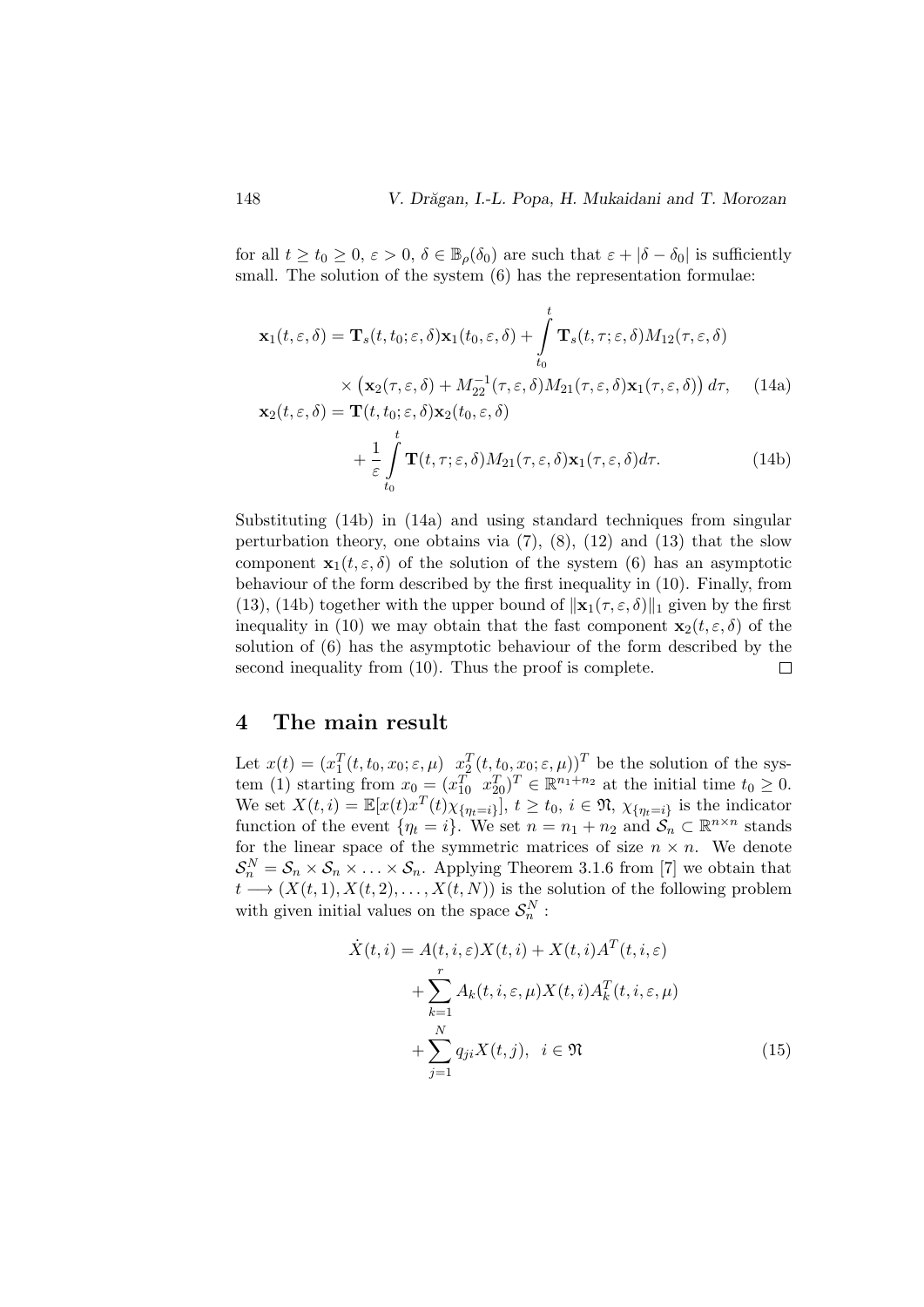for all $t \geq t_0 \geq 0$, $\varepsilon > 0$, $\delta \in \mathbb{B}_\rho(\delta_0)$ are such that $\varepsilon + |\delta - \delta_0|$ is sufficiently small. The solution of the system (6) has the representation formulae:

$$
\begin{aligned}
\mathbf{x}_1(t,\varepsilon,\delta) &= \mathbf{T}_s(t,t_0;\varepsilon,\delta)\mathbf{x}_1(t_0,\varepsilon,\delta) + \int_{t_0}^{t} \mathbf{T}_s(t,\tau;\varepsilon,\delta)M_{12}(\tau,\varepsilon,\delta) \\
&\quad \times \left(\mathbf{x}_2(\tau,\varepsilon,\delta) + M_{22}^{-1}(\tau,\varepsilon,\delta)M_{21}(\tau,\varepsilon,\delta)\mathbf{x}_1(\tau,\varepsilon,\delta)\right) d\tau, \qquad \text{(14a)}
\end{aligned}
$$

$$
\begin{aligned}
\mathbf{x}_2(t,\varepsilon,\delta) &= \mathbf{T}(t,t_0;\varepsilon,\delta)\mathbf{x}_2(t_0,\varepsilon,\delta) \\
&\quad + \frac{1}{\varepsilon}\int_{t_0}^{t} \mathbf{T}(t,\tau;\varepsilon,\delta)M_{21}(\tau,\varepsilon,\delta)\mathbf{x}_1(\tau,\varepsilon,\delta)d\tau. \qquad \text{(14b)}
\end{aligned}
$$

Substituting (14b) in (14a) and using standard techniques from singular perturbation theory, one obtains via (7), (8), (12) and (13) that the slow component $\mathbf{x}_1(t,\varepsilon,\delta)$ of the solution of the system (6) has an asymptotic behaviour of the form described by the first inequality in (10). Finally, from (13), (14b) together with the upper bound of $\|\mathbf{x}_1(\tau,\varepsilon,\delta)\|_1$ given by the first inequality in (10) we may obtain that the fast component $\mathbf{x}_2(t,\varepsilon,\delta)$ of the solution of (6) has the asymptotic behaviour of the form described by the second inequality from (10). Thus the proof is complete. □

## 4 The main result

Let $x(t) = (x_1^T(t,t_0,x_0;\varepsilon,\mu) \;\; x_2^T(t,t_0,x_0;\varepsilon,\mu))^T$ be the solution of the system (1) starting from $x_0 = (x_{10}^T \;\; x_{20}^T)^T \in \mathbb{R}^{n_1+n_2}$ at the initial time $t_0 \geq 0$. We set $X(t,i) = \mathbb{E}[x(t)x^T(t)\chi_{\{\eta_t=i\}}]$, $t \geq t_0$, $i \in \mathfrak{N}$, $\chi_{\{\eta_t=i\}}$ is the indicator function of the event $\{\eta_t = i\}$. We set $n = n_1 + n_2$ and $\mathcal{S}_n \subset \mathbb{R}^{n\times n}$ stands for the linear space of the symmetric matrices of size $n \times n$. We denote $\mathcal{S}_n^N = \mathcal{S}_n \times \mathcal{S}_n \times \ldots \times \mathcal{S}_n$. Applying Theorem 3.1.6 from [7] we obtain that $t \longrightarrow (X(t,1), X(t,2), \ldots, X(t,N))$ is the solution of the following problem with given initial values on the space $\mathcal{S}_n^N$ :

$$
\begin{aligned}
\dot{X}(t,i) &= A(t,i,\varepsilon)X(t,i) + X(t,i)A^T(t,i,\varepsilon) \\
&\quad + \sum_{k=1}^{r} A_k(t,i,\varepsilon,\mu)X(t,i)A_k^T(t,i,\varepsilon,\mu) \\
&\quad + \sum_{j=1}^{N} q_{ji}X(t,j), \quad i \in \mathfrak{N} \qquad \text{(15)}
\end{aligned}
$$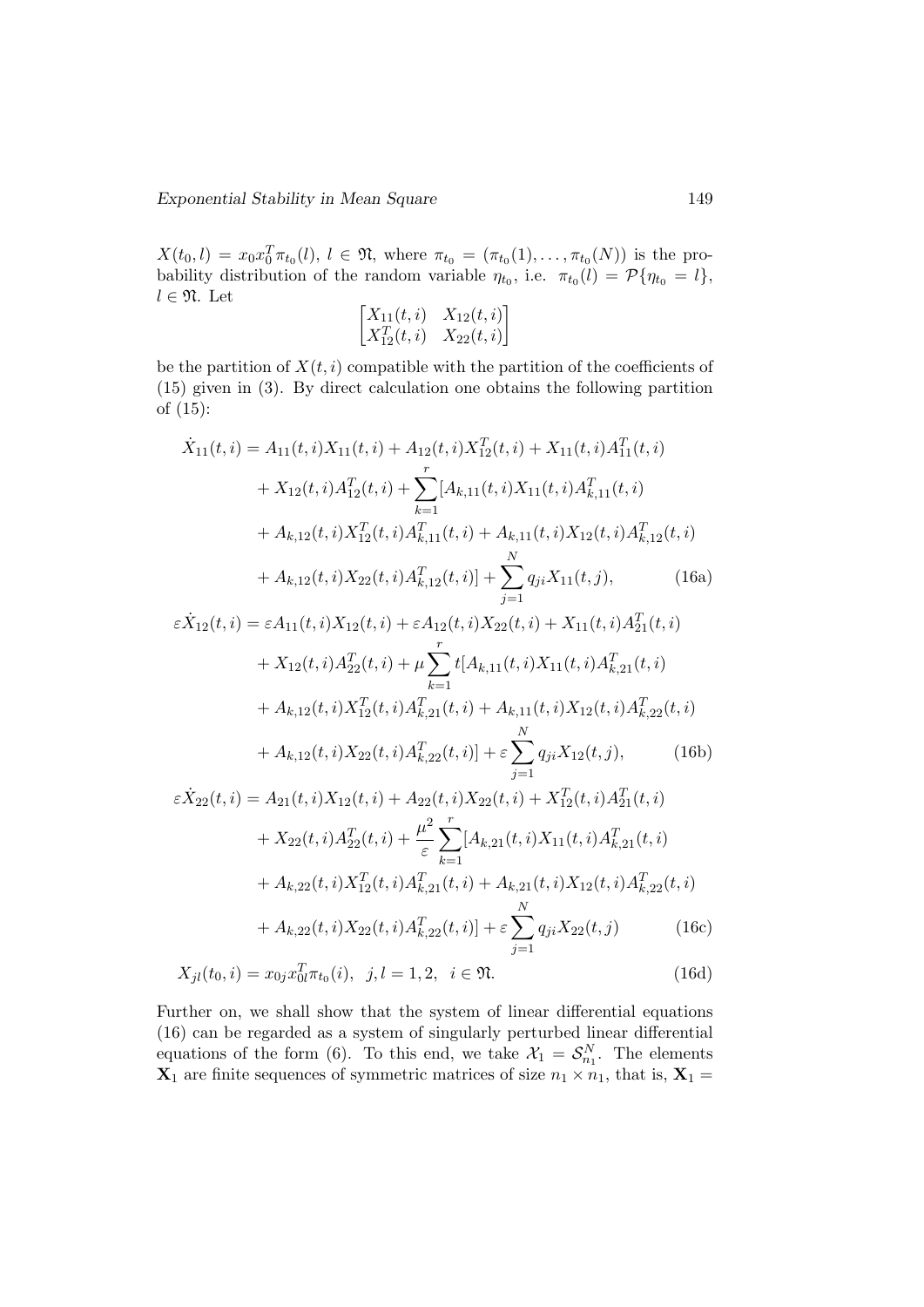$X(t_0, l) = x_0 x_0^T \pi_{t_0}(l)$, $l \in \mathfrak{N}$, where $\pi_{t_0} = (\pi_{t_0}(1), \ldots, \pi_{t_0}(N))$ is the probability distribution of the random variable $\eta_{t_0}$, i.e. $\pi_{t_0}(l) = \mathcal{P}\{\eta_{t_0} = l\}$, $l \in \mathfrak{N}$. Let

$$\begin{bmatrix} X_{11}(t,i) & X_{12}(t,i) \\ X_{12}^T(t,i) & X_{22}(t,i) \end{bmatrix}$$

be the partition of $X(t,i)$ compatible with the partition of the coefficients of (15) given in (3). By direct calculation one obtains the following partition of (15):

$$\begin{aligned}
\dot{X}_{11}(t,i) &= A_{11}(t,i)X_{11}(t,i) + A_{12}(t,i)X_{12}^T(t,i) + X_{11}(t,i)A_{11}^T(t,i) \\
&\quad + X_{12}(t,i)A_{12}^T(t,i) + \sum_{k=1}^{r}[A_{k,11}(t,i)X_{11}(t,i)A_{k,11}^T(t,i) \\
&\quad + A_{k,12}(t,i)X_{12}^T(t,i)A_{k,11}^T(t,i) + A_{k,11}(t,i)X_{12}(t,i)A_{k,12}^T(t,i) \\
&\quad + A_{k,12}(t,i)X_{22}(t,i)A_{k,12}^T(t,i)] + \sum_{j=1}^{N} q_{ji}X_{11}(t,j), \qquad \text{(16a)}
\end{aligned}$$

$$\begin{aligned}
\varepsilon\dot{X}_{12}(t,i) &= \varepsilon A_{11}(t,i)X_{12}(t,i) + \varepsilon A_{12}(t,i)X_{22}(t,i) + X_{11}(t,i)A_{21}^T(t,i) \\
&\quad + X_{12}(t,i)A_{22}^T(t,i) + \mu\sum_{k=1}^{r} t[A_{k,11}(t,i)X_{11}(t,i)A_{k,21}^T(t,i) \\
&\quad + A_{k,12}(t,i)X_{12}^T(t,i)A_{k,21}^T(t,i) + A_{k,11}(t,i)X_{12}(t,i)A_{k,22}^T(t,i) \\
&\quad + A_{k,12}(t,i)X_{22}(t,i)A_{k,22}^T(t,i)] + \varepsilon\sum_{j=1}^{N} q_{ji}X_{12}(t,j), \qquad \text{(16b)}
\end{aligned}$$

$$\begin{aligned}
\varepsilon\dot{X}_{22}(t,i) &= A_{21}(t,i)X_{12}(t,i) + A_{22}(t,i)X_{22}(t,i) + X_{12}^T(t,i)A_{21}^T(t,i) \\
&\quad + X_{22}(t,i)A_{22}^T(t,i) + \frac{\mu^2}{\varepsilon}\sum_{k=1}^{r}[A_{k,21}(t,i)X_{11}(t,i)A_{k,21}^T(t,i) \\
&\quad + A_{k,22}(t,i)X_{12}^T(t,i)A_{k,21}^T(t,i) + A_{k,21}(t,i)X_{12}(t,i)A_{k,22}^T(t,i) \\
&\quad + A_{k,22}(t,i)X_{22}(t,i)A_{k,22}^T(t,i)] + \varepsilon\sum_{j=1}^{N} q_{ji}X_{22}(t,j) \qquad \text{(16c)}
\end{aligned}$$

$$X_{jl}(t_0,i) = x_{0j}x_{0l}^T\pi_{t_0}(i), \quad j,l = 1,2, \quad i \in \mathfrak{N}. \qquad \text{(16d)}$$

Further on, we shall show that the system of linear differential equations (16) can be regarded as a system of singularly perturbed linear differential equations of the form (6). To this end, we take $\mathcal{X}_1 = \mathcal{S}_{n_1}^N$. The elements $\mathbf{X}_1$ are finite sequences of symmetric matrices of size $n_1 \times n_1$, that is, $\mathbf{X}_1 =$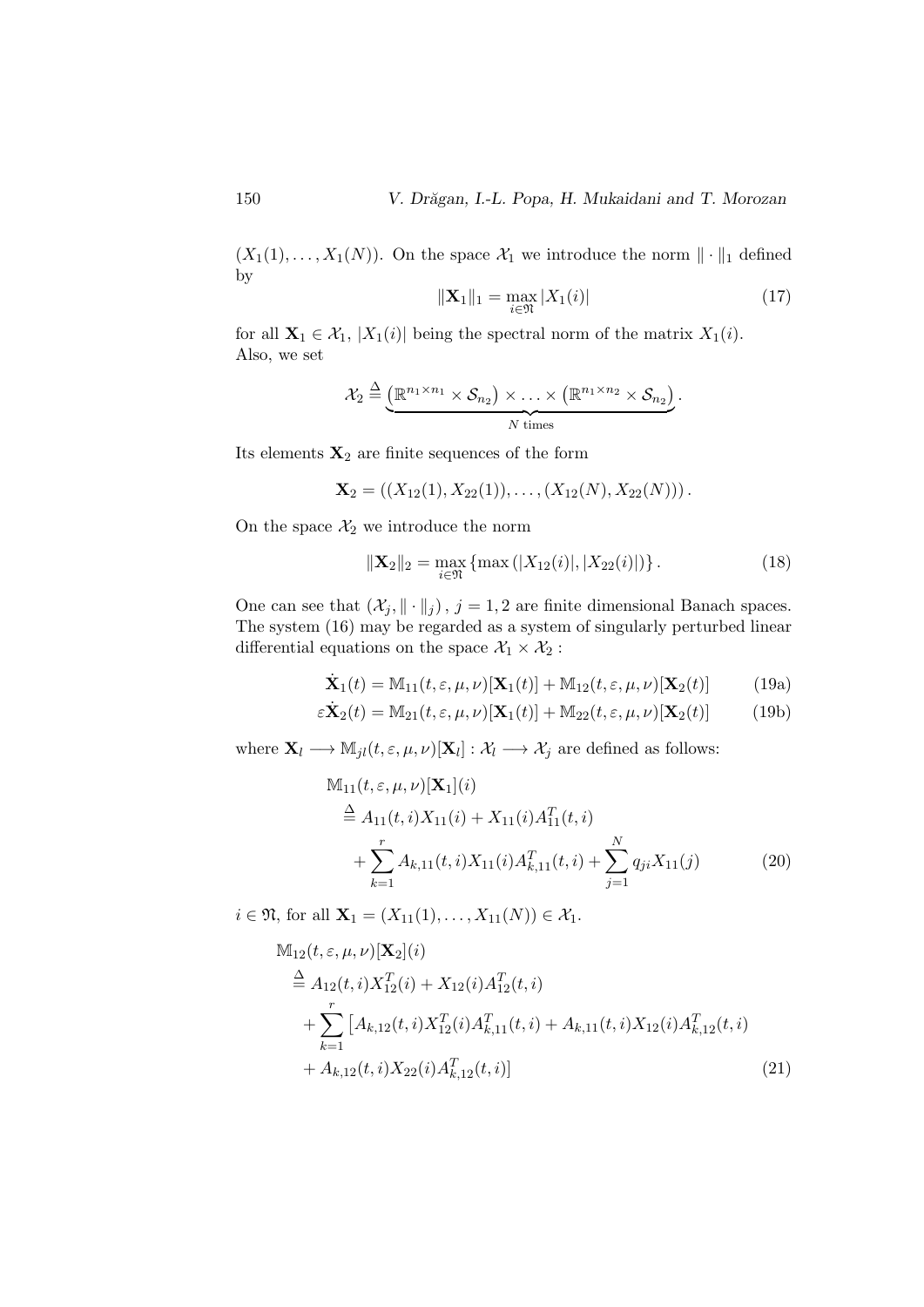$(X_1(1), \ldots, X_1(N))$. On the space $\mathcal{X}_1$ we introduce the norm $\| \cdot \|_1$ defined by

$$\|\mathbf{X}_1\|_1 = \max_{i \in \mathfrak{N}} |X_1(i)| \tag{17}$$

for all $\mathbf{X}_1 \in \mathcal{X}_1$, $|X_1(i)|$ being the spectral norm of the matrix $X_1(i)$.
Also, we set

$$\mathcal{X}_2 \stackrel{\Delta}{=} \underbrace{\left(\mathbb{R}^{n_1 \times n_1} \times \mathcal{S}_{n_2}\right) \times \ldots \times \left(\mathbb{R}^{n_1 \times n_2} \times \mathcal{S}_{n_2}\right)}_{N \text{ times}}.$$

Its elements $\mathbf{X}_2$ are finite sequences of the form

$$\mathbf{X}_2 = \left((X_{12}(1), X_{22}(1)), \ldots, (X_{12}(N), X_{22}(N))\right).$$

On the space $\mathcal{X}_2$ we introduce the norm

$$\|\mathbf{X}_2\|_2 = \max_{i \in \mathfrak{N}} \left\{\max\left(|X_{12}(i)|, |X_{22}(i)|\right)\right\}. \tag{18}$$

One can see that $(\mathcal{X}_j, \| \cdot \|_j)$, $j = 1, 2$ are finite dimensional Banach spaces. The system (16) may be regarded as a system of singularly perturbed linear differential equations on the space $\mathcal{X}_1 \times \mathcal{X}_2$ :

$$\dot{\mathbf{X}}_1(t) = \mathbb{M}_{11}(t, \varepsilon, \mu, \nu)[\mathbf{X}_1(t)] + \mathbb{M}_{12}(t, \varepsilon, \mu, \nu)[\mathbf{X}_2(t)] \tag{19a}$$

$$\varepsilon \dot{\mathbf{X}}_2(t) = \mathbb{M}_{21}(t, \varepsilon, \mu, \nu)[\mathbf{X}_1(t)] + \mathbb{M}_{22}(t, \varepsilon, \mu, \nu)[\mathbf{X}_2(t)] \tag{19b}$$

where $\mathbf{X}_l \longrightarrow \mathbb{M}_{jl}(t, \varepsilon, \mu, \nu)[\mathbf{X}_l] : \mathcal{X}_l \longrightarrow \mathcal{X}_j$ are defined as follows:

$$\begin{aligned}
&\mathbb{M}_{11}(t, \varepsilon, \mu, \nu)[\mathbf{X}_1](i) \\
&\quad \stackrel{\Delta}{=} A_{11}(t, i) X_{11}(i) + X_{11}(i) A_{11}^T(t, i) \\
&\quad + \sum_{k=1}^{r} A_{k,11}(t, i) X_{11}(i) A_{k,11}^T(t, i) + \sum_{j=1}^{N} q_{ji} X_{11}(j)
\end{aligned} \tag{20}$$

$i \in \mathfrak{N}$, for all $\mathbf{X}_1 = (X_{11}(1), \ldots, X_{11}(N)) \in \mathcal{X}_1$.

$$\begin{aligned}
&\mathbb{M}_{12}(t, \varepsilon, \mu, \nu)[\mathbf{X}_2](i) \\
&\stackrel{\Delta}{=} A_{12}(t, i) X_{12}^T(i) + X_{12}(i) A_{12}^T(t, i) \\
&+ \sum_{k=1}^{r} \left[A_{k,12}(t, i) X_{12}^T(i) A_{k,11}^T(t, i) + A_{k,11}(t, i) X_{12}(i) A_{k,12}^T(t, i)\right. \\
&\left.+ A_{k,12}(t, i) X_{22}(i) A_{k,12}^T(t, i)\right]
\end{aligned} \tag{21}$$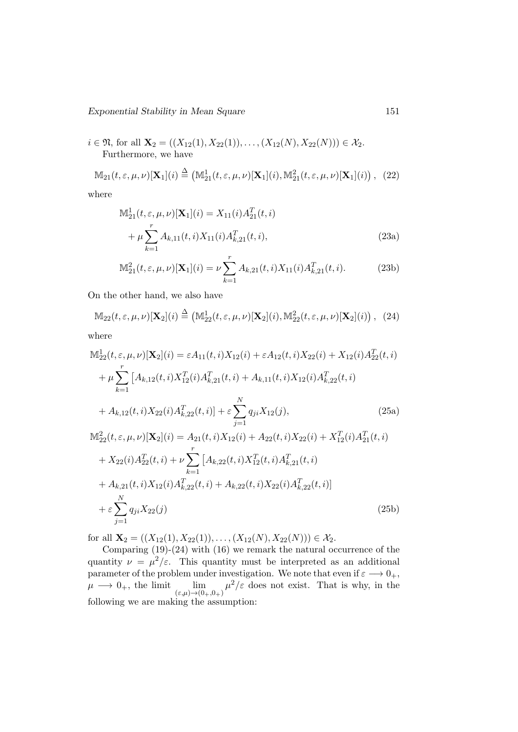$i \in \mathfrak{N}$, for all $\mathbf{X}_2 = ((X_{12}(1), X_{22}(1)), \ldots, (X_{12}(N), X_{22}(N))) \in \mathcal{X}_2$.

Furthermore, we have

$$\mathbb{M}_{21}(t,\varepsilon,\mu,\nu)[\mathbf{X}_1](i) \stackrel{\Delta}{=} \left(\mathbb{M}_{21}^1(t,\varepsilon,\mu,\nu)[\mathbf{X}_1](i), \mathbb{M}_{21}^2(t,\varepsilon,\mu,\nu)[\mathbf{X}_1](i)\right), \quad (22)$$

where

$$\mathbb{M}_{21}^1(t,\varepsilon,\mu,\nu)[\mathbf{X}_1](i) = X_{11}(i)A_{21}^T(t,i) + \mu \sum_{k=1}^{r} A_{k,11}(t,i)X_{11}(i)A_{k,21}^T(t,i), \quad (23a)$$

$$\mathbb{M}_{21}^2(t,\varepsilon,\mu,\nu)[\mathbf{X}_1](i) = \nu \sum_{k=1}^{r} A_{k,21}(t,i)X_{11}(i)A_{k,21}^T(t,i). \quad (23b)$$

On the other hand, we also have

$$\mathbb{M}_{22}(t,\varepsilon,\mu,\nu)[\mathbf{X}_2](i) \stackrel{\Delta}{=} \left(\mathbb{M}_{22}^1(t,\varepsilon,\mu,\nu)[\mathbf{X}_2](i), \mathbb{M}_{22}^2(t,\varepsilon,\mu,\nu)[\mathbf{X}_2](i)\right), \quad (24)$$

where

$$\begin{aligned}
\mathbb{M}_{22}^1(t,\varepsilon,\mu,\nu)[\mathbf{X}_2](i) &= \varepsilon A_{11}(t,i)X_{12}(i) + \varepsilon A_{12}(t,i)X_{22}(i) + X_{12}(i)A_{22}^T(t,i) \\
&+ \mu \sum_{k=1}^{r} \left[A_{k,12}(t,i)X_{12}^T(i)A_{k,21}^T(t,i) + A_{k,11}(t,i)X_{12}(i)A_{k,22}^T(t,i)\right. \\
&\left.+ A_{k,12}(t,i)X_{22}(i)A_{k,22}^T(t,i)\right] + \varepsilon \sum_{j=1}^{N} q_{ji}X_{12}(j), \qquad (25a)
\end{aligned}$$

$$\begin{aligned}
\mathbb{M}_{22}^2(t,\varepsilon,\mu,\nu)[\mathbf{X}_2](i) &= A_{21}(t,i)X_{12}(i) + A_{22}(t,i)X_{22}(i) + X_{12}^T(i)A_{21}^T(t,i) \\
&+ X_{22}(i)A_{22}^T(t,i) + \nu \sum_{k=1}^{r} \left[A_{k,22}(t,i)X_{12}^T(t,i)A_{k,21}^T(t,i)\right. \\
&\left.+ A_{k,21}(t,i)X_{12}(i)A_{k,22}^T(t,i) + A_{k,22}(t,i)X_{22}(i)A_{k,22}^T(t,i)\right] \\
&+ \varepsilon \sum_{j=1}^{N} q_{ji}X_{22}(j) \qquad (25b)
\end{aligned}$$

for all $\mathbf{X}_2 = ((X_{12}(1), X_{22}(1)), \ldots, (X_{12}(N), X_{22}(N))) \in \mathcal{X}_2$.

Comparing (19)-(24) with (16) we remark the natural occurrence of the quantity $\nu = \mu^2/\varepsilon$. This quantity must be interpreted as an additional parameter of the problem under investigation. We note that even if $\varepsilon \longrightarrow 0_+$, $\mu \longrightarrow 0_+$, the limit $\lim\limits_{(\varepsilon,\mu)\to(0_+,0_+)} \mu^2/\varepsilon$ does not exist. That is why, in the following we are making the assumption: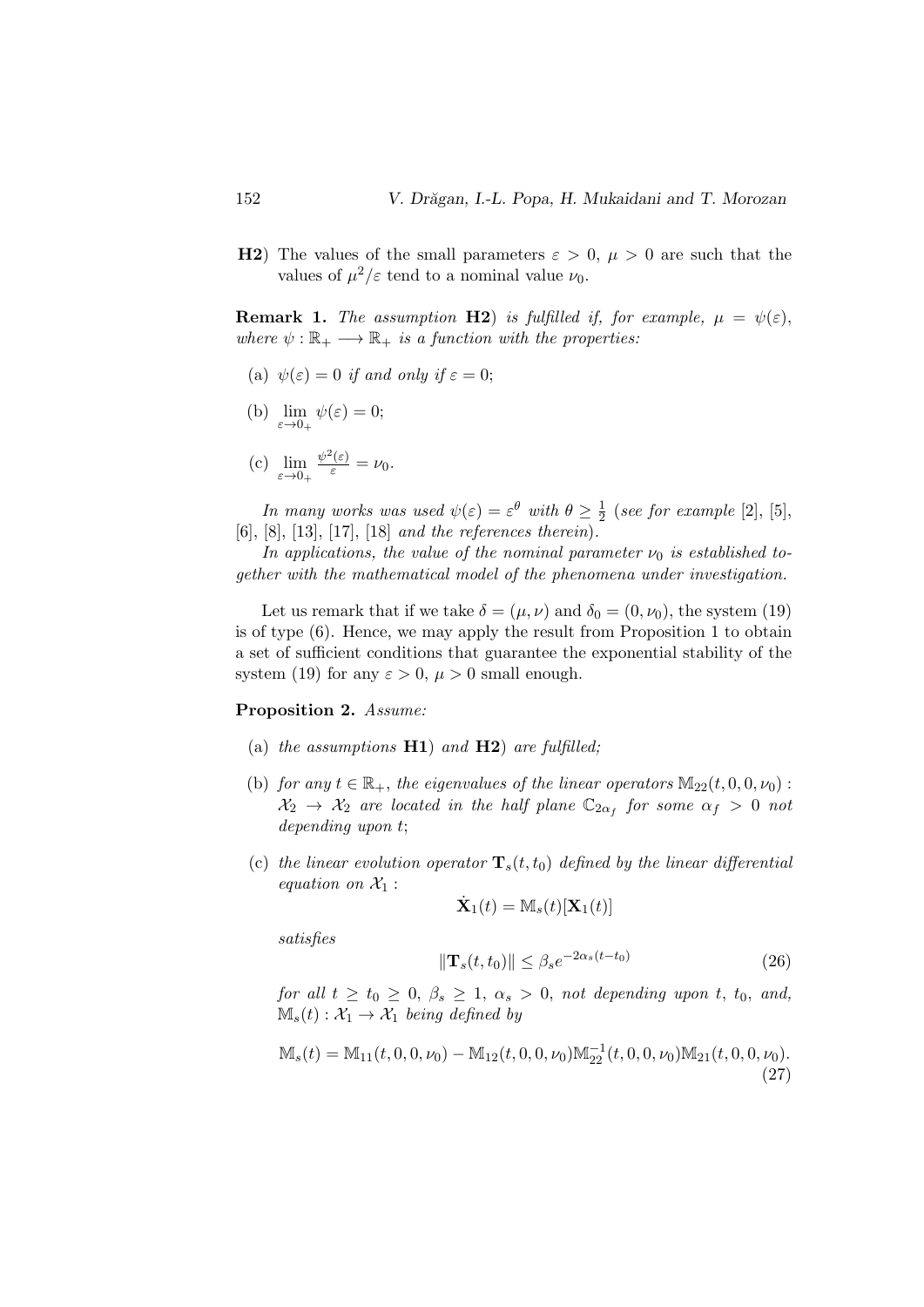**H2**) The values of the small parameters $\varepsilon > 0$, $\mu > 0$ are such that the values of $\mu^2/\varepsilon$ tend to a nominal value $\nu_0$.

**Remark 1.** *The assumption* **H2**) *is fulfilled if, for example,* $\mu = \psi(\varepsilon)$, *where* $\psi : \mathbb{R}_+ \longrightarrow \mathbb{R}_+$ *is a function with the properties:*

(a) $\psi(\varepsilon) = 0$ *if and only if* $\varepsilon = 0$;

(b) $\lim\limits_{\varepsilon \to 0_+} \psi(\varepsilon) = 0$;

(c) $\lim\limits_{\varepsilon \to 0_+} \frac{\psi^2(\varepsilon)}{\varepsilon} = \nu_0$.

*In many works was used* $\psi(\varepsilon) = \varepsilon^\theta$ *with* $\theta \geq \frac{1}{2}$ *(see for example* [2], [5], [6], [8], [13], [17], [18] *and the references therein).*

*In applications, the value of the nominal parameter* $\nu_0$ *is established together with the mathematical model of the phenomena under investigation.*

Let us remark that if we take $\delta = (\mu, \nu)$ and $\delta_0 = (0, \nu_0)$, the system (19) is of type (6). Hence, we may apply the result from Proposition 1 to obtain a set of sufficient conditions that guarantee the exponential stability of the system (19) for any $\varepsilon > 0$, $\mu > 0$ small enough.

**Proposition 2.** *Assume:*

(a) *the assumptions* **H1**) *and* **H2**) *are fulfilled;*

(b) *for any* $t \in \mathbb{R}_+$, *the eigenvalues of the linear operators* $\mathbb{M}_{22}(t, 0, 0, \nu_0) : \mathcal{X}_2 \to \mathcal{X}_2$ *are located in the half plane* $\mathbb{C}_{2\alpha_f}$ *for some* $\alpha_f > 0$ *not depending upon* $t$;

(c) *the linear evolution operator* $\mathbf{T}_s(t, t_0)$ *defined by the linear differential equation on* $\mathcal{X}_1$ :

$$\dot{\mathbf{X}}_1(t) = \mathbb{M}_s(t)[\mathbf{X}_1(t)]$$

*satisfies*

$$\|\mathbf{T}_s(t, t_0)\| \leq \beta_s e^{-2\alpha_s(t - t_0)} \tag{26}$$

*for all* $t \geq t_0 \geq 0$, $\beta_s \geq 1$, $\alpha_s > 0$, *not depending upon* $t$, $t_0$, *and,* $\mathbb{M}_s(t) : \mathcal{X}_1 \to \mathcal{X}_1$ *being defined by*

$$\mathbb{M}_s(t) = \mathbb{M}_{11}(t, 0, 0, \nu_0) - \mathbb{M}_{12}(t, 0, 0, \nu_0)\mathbb{M}_{22}^{-1}(t, 0, 0, \nu_0)\mathbb{M}_{21}(t, 0, 0, \nu_0). \tag{27}$$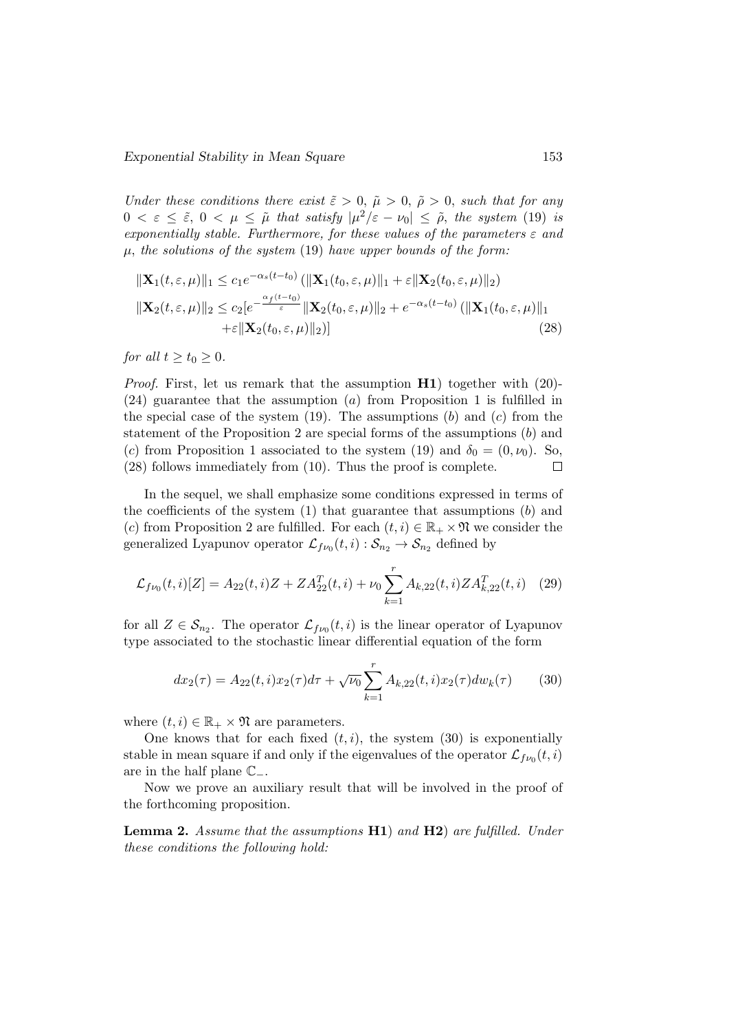*Under these conditions there exist $\tilde{\varepsilon} > 0$, $\tilde{\mu} > 0$, $\tilde{\rho} > 0$, such that for any $0 < \varepsilon \leq \tilde{\varepsilon}$, $0 < \mu \leq \tilde{\mu}$ that satisfy $|\mu^2/\varepsilon - \nu_0| \leq \tilde{\rho}$, the system* (19) *is exponentially stable. Furthermore, for these values of the parameters $\varepsilon$ and $\mu$, the solutions of the system* (19) *have upper bounds of the form:*

$$
\begin{aligned}
\|\mathbf{X}_1(t,\varepsilon,\mu)\|_1 &\leq c_1 e^{-\alpha_s(t-t_0)} \left(\|\mathbf{X}_1(t_0,\varepsilon,\mu)\|_1 + \varepsilon \|\mathbf{X}_2(t_0,\varepsilon,\mu)\|_2\right) \\
\|\mathbf{X}_2(t,\varepsilon,\mu)\|_2 &\leq c_2 [e^{-\frac{\alpha_f(t-t_0)}{\varepsilon}} \|\mathbf{X}_2(t_0,\varepsilon,\mu)\|_2 + e^{-\alpha_s(t-t_0)} \left(\|\mathbf{X}_1(t_0,\varepsilon,\mu)\|_1 \right. \\
&\quad \left. + \varepsilon \|\mathbf{X}_2(t_0,\varepsilon,\mu)\|_2\right)] \qquad (28)
\end{aligned}
$$

*for all $t \geq t_0 \geq 0$.*

*Proof.* First, let us remark that the assumption **H1**) together with (20)-(24) guarantee that the assumption ($a$) from Proposition 1 is fulfilled in the special case of the system (19). The assumptions ($b$) and ($c$) from the statement of the Proposition 2 are special forms of the assumptions ($b$) and ($c$) from Proposition 1 associated to the system (19) and $\delta_0 = (0, \nu_0)$. So, (28) follows immediately from (10). Thus the proof is complete. □

In the sequel, we shall emphasize some conditions expressed in terms of the coefficients of the system (1) that guarantee that assumptions ($b$) and ($c$) from Proposition 2 are fulfilled. For each $(t,i) \in \mathbb{R}_+ \times \mathfrak{N}$ we consider the generalized Lyapunov operator $\mathcal{L}_{f\nu_0}(t,i) : \mathcal{S}_{n_2} \to \mathcal{S}_{n_2}$ defined by

$$
\mathcal{L}_{f\nu_0}(t,i)[Z] = A_{22}(t,i)Z + ZA_{22}^T(t,i) + \nu_0 \sum_{k=1}^{r} A_{k,22}(t,i) Z A_{k,22}^T(t,i) \quad (29)
$$

for all $Z \in \mathcal{S}_{n_2}$. The operator $\mathcal{L}_{f\nu_0}(t,i)$ is the linear operator of Lyapunov type associated to the stochastic linear differential equation of the form

$$
dx_2(\tau) = A_{22}(t,i)x_2(\tau)d\tau + \sqrt{\nu_0} \sum_{k=1}^{r} A_{k,22}(t,i)x_2(\tau)dw_k(\tau) \qquad (30)
$$

where $(t,i) \in \mathbb{R}_+ \times \mathfrak{N}$ are parameters.

One knows that for each fixed $(t,i)$, the system (30) is exponentially stable in mean square if and only if the eigenvalues of the operator $\mathcal{L}_{f\nu_0}(t,i)$ are in the half plane $\mathbb{C}_-$.

Now we prove an auxiliary result that will be involved in the proof of the forthcoming proposition.

**Lemma 2.** *Assume that the assumptions* **H1**) *and* **H2**) *are fulfilled. Under these conditions the following hold:*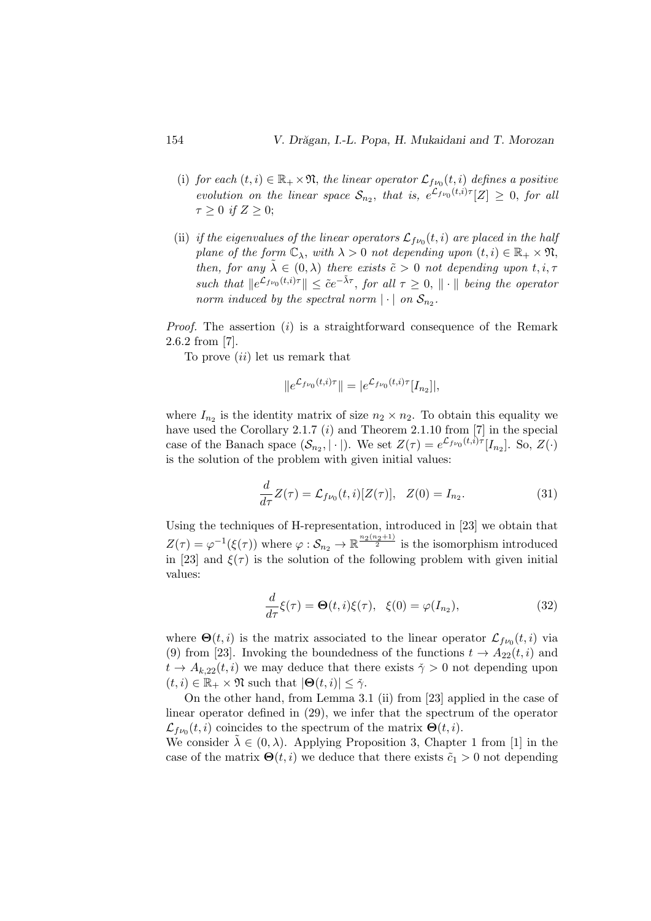(i) *for each* $(t,i) \in \mathbb{R}_+ \times \mathfrak{N}$, *the linear operator* $\mathcal{L}_{f\nu_0}(t,i)$ *defines a positive evolution on the linear space* $\mathcal{S}_{n_2}$, *that is,* $e^{\mathcal{L}_{f\nu_0}(t,i)\tau}[Z] \geq 0$, *for all* $\tau \geq 0$ *if* $Z \geq 0$;

(ii) *if the eigenvalues of the linear operators* $\mathcal{L}_{f\nu_0}(t,i)$ *are placed in the half plane of the form* $\mathbb{C}_\lambda$, *with* $\lambda > 0$ *not depending upon* $(t,i) \in \mathbb{R}_+ \times \mathfrak{N}$, *then, for any* $\tilde{\lambda} \in (0,\lambda)$ *there exists* $\tilde{c} > 0$ *not depending upon* $t, i, \tau$ *such that* $\|e^{\mathcal{L}_{f\nu_0}(t,i)\tau}\| \leq \tilde{c}e^{-\tilde{\lambda}\tau}$, *for all* $\tau \geq 0$, $\|\cdot\|$ *being the operator norm induced by the spectral norm* $|\cdot|$ *on* $\mathcal{S}_{n_2}$.

*Proof.* The assertion $(i)$ is a straightforward consequence of the Remark 2.6.2 from [7].

To prove $(ii)$ let us remark that

$$\|e^{\mathcal{L}_{f\nu_0}(t,i)\tau}\| = |e^{\mathcal{L}_{f\nu_0}(t,i)\tau}[I_{n_2}]|,$$

where $I_{n_2}$ is the identity matrix of size $n_2 \times n_2$. To obtain this equality we have used the Corollary 2.1.7 $(i)$ and Theorem 2.1.10 from [7] in the special case of the Banach space $(\mathcal{S}_{n_2}, |\cdot|)$. We set $Z(\tau) = e^{\mathcal{L}_{f\nu_0}(t,i)\tau}[I_{n_2}]$. So, $Z(\cdot)$ is the solution of the problem with given initial values:

$$\frac{d}{d\tau}Z(\tau) = \mathcal{L}_{f\nu_0}(t,i)[Z(\tau)], \quad Z(0) = I_{n_2}. \tag{31}$$

Using the techniques of H-representation, introduced in [23] we obtain that $Z(\tau) = \varphi^{-1}(\xi(\tau))$ where $\varphi : \mathcal{S}_{n_2} \to \mathbb{R}^{\frac{n_2(n_2+1)}{2}}$ is the isomorphism introduced in [23] and $\xi(\tau)$ is the solution of the following problem with given initial values:

$$\frac{d}{d\tau}\xi(\tau) = \mathbf{\Theta}(t,i)\xi(\tau), \quad \xi(0) = \varphi(I_{n_2}), \tag{32}$$

where $\mathbf{\Theta}(t,i)$ is the matrix associated to the linear operator $\mathcal{L}_{f\nu_0}(t,i)$ via (9) from [23]. Invoking the boundedness of the functions $t \to A_{22}(t,i)$ and $t \to A_{k,22}(t,i)$ we may deduce that there exists $\check{\gamma} > 0$ not depending upon $(t,i) \in \mathbb{R}_+ \times \mathfrak{N}$ such that $|\mathbf{\Theta}(t,i)| \leq \check{\gamma}$.

On the other hand, from Lemma 3.1 (ii) from [23] applied in the case of linear operator defined in (29), we infer that the spectrum of the operator $\mathcal{L}_{f\nu_0}(t,i)$ coincides to the spectrum of the matrix $\mathbf{\Theta}(t,i)$.

We consider $\tilde{\lambda} \in (0,\lambda)$. Applying Proposition 3, Chapter 1 from [1] in the case of the matrix $\mathbf{\Theta}(t,i)$ we deduce that there exists $\tilde{c}_1 > 0$ not depending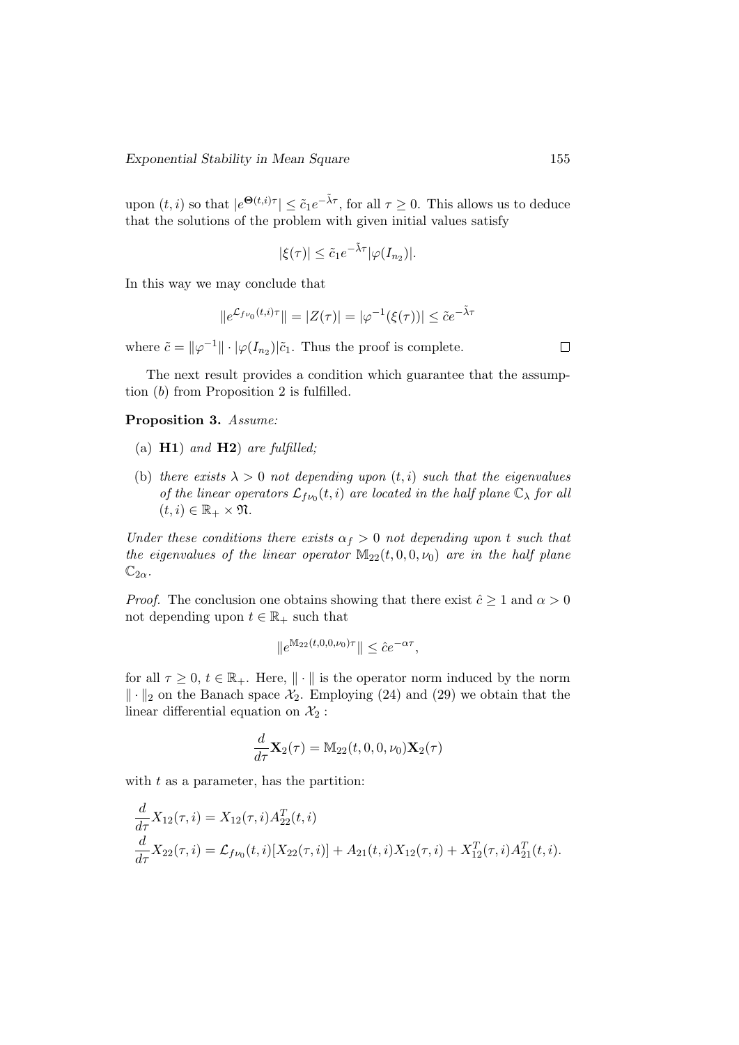upon $(t, i)$ so that $|e^{\mathbf{\Theta}(t,i)\tau}| \leq \tilde{c}_1 e^{-\tilde{\lambda}\tau}$, for all $\tau \geq 0$. This allows us to deduce that the solutions of the problem with given initial values satisfy

$$|\xi(\tau)| \leq \tilde{c}_1 e^{-\tilde{\lambda}\tau} |\varphi(I_{n_2})|.$$

In this way we may conclude that

$$\|e^{\mathcal{L}_{f\nu_0}(t,i)\tau}\| = |Z(\tau)| = |\varphi^{-1}(\xi(\tau))| \leq \tilde{c} e^{-\tilde{\lambda}\tau}$$

where $\tilde{c} = \|\varphi^{-1}\| \cdot |\varphi(I_{n_2})| \tilde{c}_1$. Thus the proof is complete. □

The next result provides a condition which guarantee that the assumption $(b)$ from Proposition 2 is fulfilled.

**Proposition 3.** *Assume:*

- (a) **H1**) *and* **H2**) *are fulfilled;*
- (b) *there exists $\lambda > 0$ not depending upon $(t, i)$ such that the eigenvalues of the linear operators $\mathcal{L}_{f\nu_0}(t, i)$ are located in the half plane $\mathbb{C}_\lambda$ for all $(t, i) \in \mathbb{R}_+ \times \mathfrak{N}$.*

*Under these conditions there exists $\alpha_f > 0$ not depending upon $t$ such that the eigenvalues of the linear operator $\mathbb{M}_{22}(t, 0, 0, \nu_0)$ are in the half plane $\mathbb{C}_{2\alpha}$.*

*Proof.* The conclusion one obtains showing that there exist $\hat{c} \geq 1$ and $\alpha > 0$ not depending upon $t \in \mathbb{R}_+$ such that

$$\|e^{\mathbb{M}_{22}(t,0,0,\nu_0)\tau}\| \leq \hat{c} e^{-\alpha\tau},$$

for all $\tau \geq 0$, $t \in \mathbb{R}_+$. Here, $\|\cdot\|$ is the operator norm induced by the norm $\|\cdot\|_2$ on the Banach space $\mathcal{X}_2$. Employing (24) and (29) we obtain that the linear differential equation on $\mathcal{X}_2$ :

$$\frac{d}{d\tau}\mathbf{X}_2(\tau) = \mathbb{M}_{22}(t, 0, 0, \nu_0)\mathbf{X}_2(\tau)$$

with $t$ as a parameter, has the partition:

$$\begin{aligned}
&\frac{d}{d\tau} X_{12}(\tau, i) = X_{12}(\tau, i) A_{22}^T(t, i) \\
&\frac{d}{d\tau} X_{22}(\tau, i) = \mathcal{L}_{f\nu_0}(t, i)[X_{22}(\tau, i)] + A_{21}(t, i) X_{12}(\tau, i) + X_{12}^T(\tau, i) A_{21}^T(t, i).
\end{aligned}$$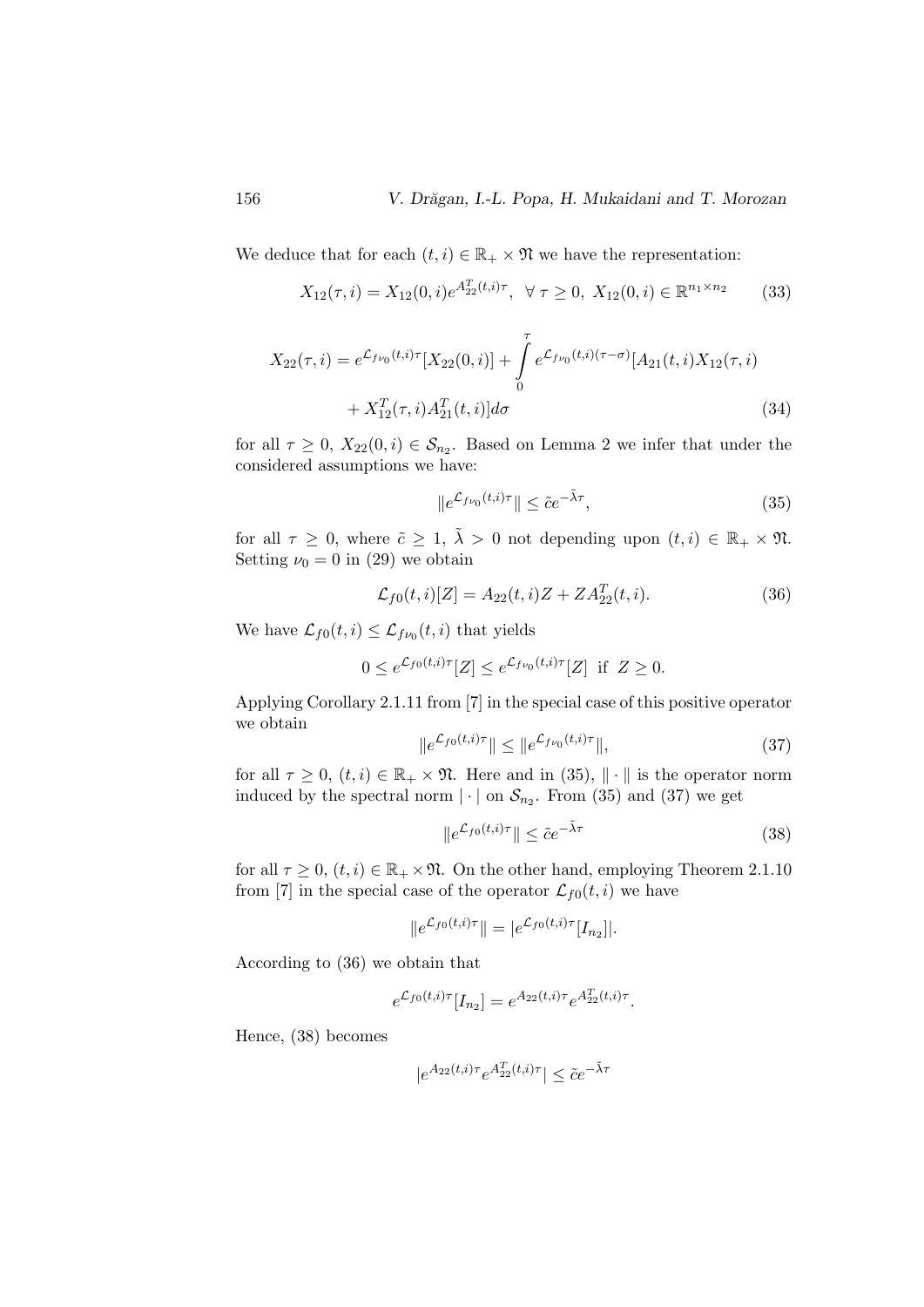We deduce that for each $(t, i) \in \mathbb{R}_+ \times \mathfrak{N}$ we have the representation:

$$X_{12}(\tau, i) = X_{12}(0, i)e^{A_{22}^T(t,i)\tau}, \ \ \forall \ \tau \geq 0, \ X_{12}(0, i) \in \mathbb{R}^{n_1 \times n_2} \tag{33}$$

$$X_{22}(\tau, i) = e^{\mathcal{L}_{f\nu_0}(t,i)\tau}[X_{22}(0, i)] + \int_0^\tau e^{\mathcal{L}_{f\nu_0}(t,i)(\tau-\sigma)}[A_{21}(t, i)X_{12}(\tau, i) + X_{12}^T(\tau, i)A_{21}^T(t, i)]d\sigma \tag{34}$$

for all $\tau \geq 0$, $X_{22}(0, i) \in \mathcal{S}_{n_2}$. Based on Lemma 2 we infer that under the considered assumptions we have:

$$\|e^{\mathcal{L}_{f\nu_0}(t,i)\tau}\| \leq \tilde{c}e^{-\tilde{\lambda}\tau}, \tag{35}$$

for all $\tau \geq 0$, where $\tilde{c} \geq 1$, $\tilde{\lambda} > 0$ not depending upon $(t, i) \in \mathbb{R}_+ \times \mathfrak{N}$. Setting $\nu_0 = 0$ in (29) we obtain

$$\mathcal{L}_{f0}(t, i)[Z] = A_{22}(t, i)Z + ZA_{22}^T(t, i). \tag{36}$$

We have $\mathcal{L}_{f0}(t, i) \leq \mathcal{L}_{f\nu_0}(t, i)$ that yields

$$0 \leq e^{\mathcal{L}_{f0}(t,i)\tau}[Z] \leq e^{\mathcal{L}_{f\nu_0}(t,i)\tau}[Z] \ \text{ if } \ Z \geq 0.$$

Applying Corollary 2.1.11 from [7] in the special case of this positive operator we obtain

$$\|e^{\mathcal{L}_{f0}(t,i)\tau}\| \leq \|e^{\mathcal{L}_{f\nu_0}(t,i)\tau}\|, \tag{37}$$

for all $\tau \geq 0$, $(t, i) \in \mathbb{R}_+ \times \mathfrak{N}$. Here and in (35), $\|\cdot\|$ is the operator norm induced by the spectral norm $|\cdot|$ on $\mathcal{S}_{n_2}$. From (35) and (37) we get

$$\|e^{\mathcal{L}_{f0}(t,i)\tau}\| \leq \tilde{c}e^{-\tilde{\lambda}\tau} \tag{38}$$

for all $\tau \geq 0$, $(t, i) \in \mathbb{R}_+ \times \mathfrak{N}$. On the other hand, employing Theorem 2.1.10 from [7] in the special case of the operator $\mathcal{L}_{f0}(t, i)$ we have

$$\|e^{\mathcal{L}_{f0}(t,i)\tau}\| = |e^{\mathcal{L}_{f0}(t,i)\tau}[I_{n_2}]|.$$

According to (36) we obtain that

$$e^{\mathcal{L}_{f0}(t,i)\tau}[I_{n_2}] = e^{A_{22}(t,i)\tau}e^{A_{22}^T(t,i)\tau}.$$

Hence, (38) becomes

$$|e^{A_{22}(t,i)\tau}e^{A_{22}^T(t,i)\tau}| \leq \tilde{c}e^{-\tilde{\lambda}\tau}$$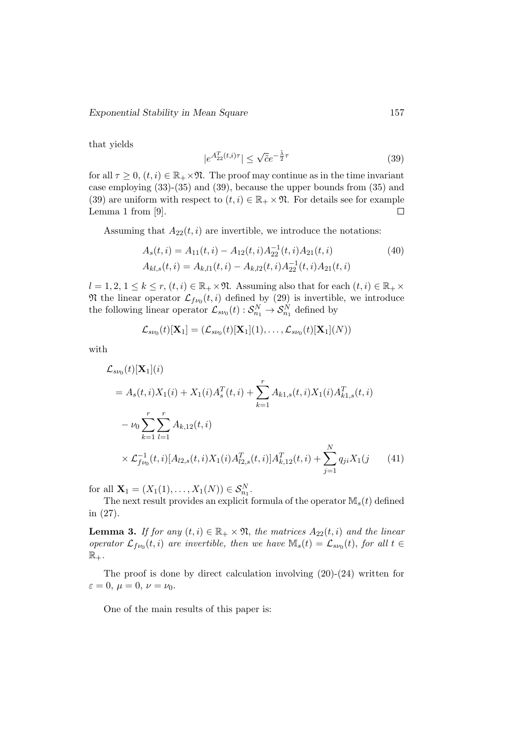that yields

$$|e^{A_{22}^T(t,i)\tau}| \leq \sqrt{\tilde{c}} e^{-\frac{\tilde{\lambda}}{2}\tau} \tag{39}$$

for all $\tau \geq 0$, $(t,i) \in \mathbb{R}_+ \times \mathfrak{N}$. The proof may continue as in the time invariant case employing (33)-(35) and (39), because the upper bounds from (35) and (39) are uniform with respect to $(t,i) \in \mathbb{R}_+ \times \mathfrak{N}$. For details see for example Lemma 1 from [9]. $\square$

Assuming that $A_{22}(t,i)$ are invertible, we introduce the notations:

$$\begin{aligned} A_s(t,i) &= A_{11}(t,i) - A_{12}(t,i)A_{22}^{-1}(t,i)A_{21}(t,i) \\ A_{kl,s}(t,i) &= A_{k,l1}(t,i) - A_{k,l2}(t,i)A_{22}^{-1}(t,i)A_{21}(t,i) \end{aligned} \tag{40}$$

$l = 1,2$, $1 \leq k \leq r$, $(t,i) \in \mathbb{R}_+ \times \mathfrak{N}$. Assuming also that for each $(t,i) \in \mathbb{R}_+ \times \mathfrak{N}$ the linear operator $\mathcal{L}_{f\nu_0}(t,i)$ defined by (29) is invertible, we introduce the following linear operator $\mathcal{L}_{s\nu_0}(t) : \mathcal{S}_{n_1}^N \to \mathcal{S}_{n_1}^N$ defined by

$$\mathcal{L}_{s\nu_0}(t)[\mathbf{X}_1] = (\mathcal{L}_{s\nu_0}(t)[\mathbf{X}_1](1), \ldots, \mathcal{L}_{s\nu_0}(t)[\mathbf{X}_1](N))$$

with

$$\begin{aligned} &\mathcal{L}_{s\nu_0}(t)[\mathbf{X}_1](i) \\ &= A_s(t,i)X_1(i) + X_1(i)A_s^T(t,i) + \sum_{k=1}^{r} A_{k1,s}(t,i)X_1(i)A_{k1,s}^T(t,i) \\ &\quad - \nu_0 \sum_{k=1}^{r}\sum_{l=1}^{r} A_{k,12}(t,i) \\ &\quad \times \mathcal{L}_{f\nu_0}^{-1}(t,i)[A_{l2,s}(t,i)X_1(i)A_{l2,s}^T(t,i)]A_{k,12}^T(t,i) + \sum_{j=1}^{N} q_{ji}X_1(j \end{aligned} \tag{41}$$

for all $\mathbf{X}_1 = (X_1(1), \ldots, X_1(N)) \in \mathcal{S}_{n_1}^N$.

The next result provides an explicit formula of the operator $\mathbb{M}_s(t)$ defined in (27).

**Lemma 3.** *If for any $(t,i) \in \mathbb{R}_+ \times \mathfrak{N}$, the matrices $A_{22}(t,i)$ and the linear operator $\mathcal{L}_{f\nu_0}(t,i)$ are invertible, then we have $\mathbb{M}_s(t) = \mathcal{L}_{s\nu_0}(t)$, for all $t \in \mathbb{R}_+$.*

The proof is done by direct calculation involving (20)-(24) written for $\varepsilon = 0$, $\mu = 0$, $\nu = \nu_0$.

One of the main results of this paper is: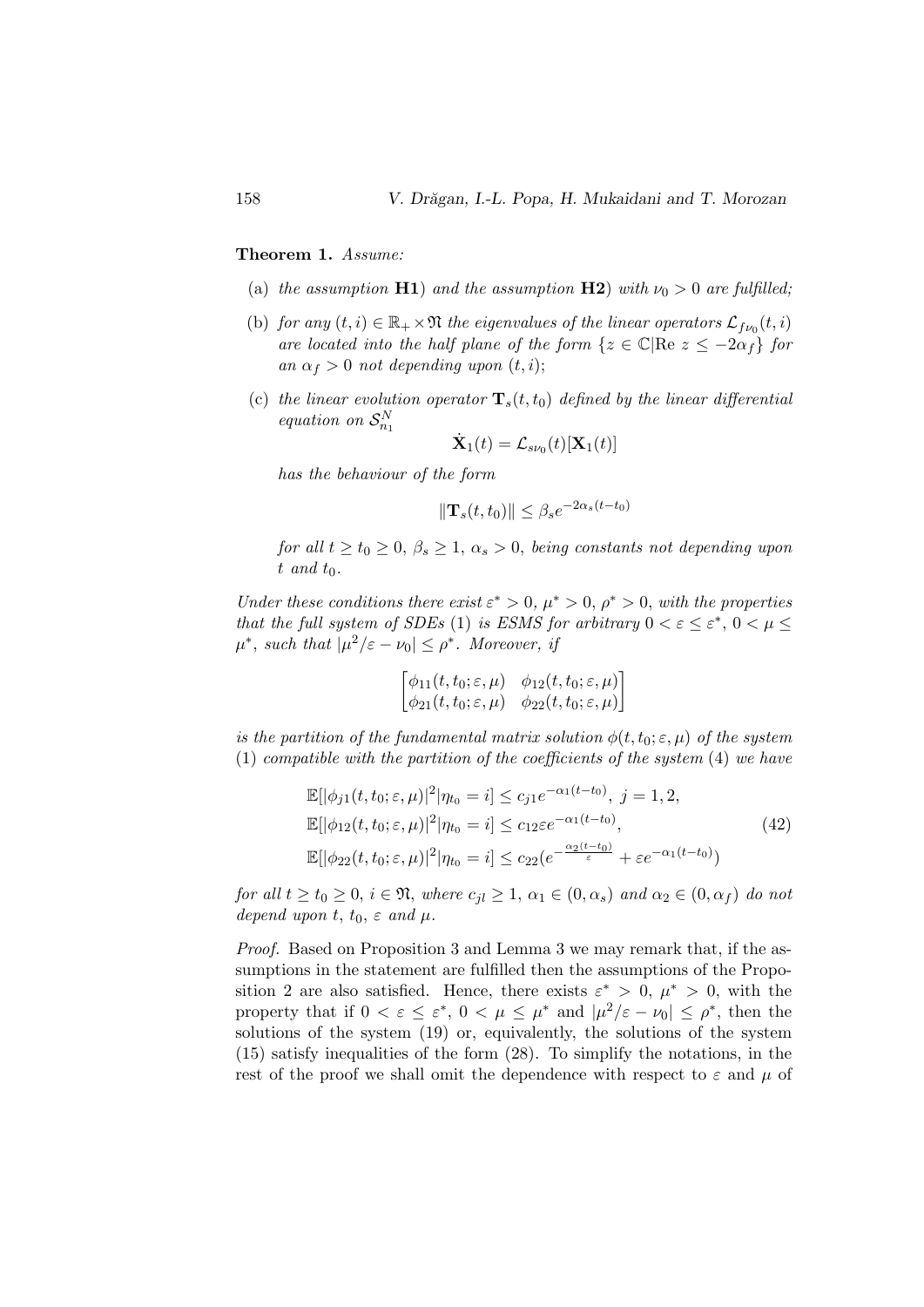**Theorem 1.** *Assume:*

(a) *the assumption* **H1**) *and the assumption* **H2**) *with $\nu_0 > 0$ are fulfilled;*

(b) *for any $(t,i) \in \mathbb{R}_+ \times \mathfrak{N}$ the eigenvalues of the linear operators $\mathcal{L}_{f\nu_0}(t,i)$ are located into the half plane of the form $\{z \in \mathbb{C} | \mathrm{Re}\ z \le -2\alpha_f\}$ for an $\alpha_f > 0$ not depending upon $(t,i)$;*

(c) *the linear evolution operator $\mathbf{T}_s(t,t_0)$ defined by the linear differential equation on $\mathcal{S}_{n_1}^N$*

$$\dot{\mathbf{X}}_1(t) = \mathcal{L}_{s\nu_0}(t)[\mathbf{X}_1(t)]$$

*has the behaviour of the form*

$$\|\mathbf{T}_s(t,t_0)\| \le \beta_s e^{-2\alpha_s(t-t_0)}$$

*for all $t \ge t_0 \ge 0$, $\beta_s \ge 1$, $\alpha_s > 0$, being constants not depending upon $t$ and $t_0$.*

*Under these conditions there exist $\varepsilon^* > 0$, $\mu^* > 0$, $\rho^* > 0$, with the properties that the full system of SDEs* (1) *is ESMS for arbitrary $0 < \varepsilon \le \varepsilon^*$, $0 < \mu \le \mu^*$, such that $|\mu^2/\varepsilon - \nu_0| \le \rho^*$. Moreover, if*

$$\begin{bmatrix} \phi_{11}(t,t_0;\varepsilon,\mu) & \phi_{12}(t,t_0;\varepsilon,\mu) \\ \phi_{21}(t,t_0;\varepsilon,\mu) & \phi_{22}(t,t_0;\varepsilon,\mu) \end{bmatrix}$$

*is the partition of the fundamental matrix solution $\phi(t,t_0;\varepsilon,\mu)$ of the system* (1) *compatible with the partition of the coefficients of the system* (4) *we have*

$$\begin{aligned}
&\mathbb{E}[|\phi_{j1}(t,t_0;\varepsilon,\mu)|^2 | \eta_{t_0} = i] \le c_{j1} e^{-\alpha_1(t-t_0)},\ j = 1,2, \\
&\mathbb{E}[|\phi_{12}(t,t_0;\varepsilon,\mu)|^2 | \eta_{t_0} = i] \le c_{12}\varepsilon e^{-\alpha_1(t-t_0)}, \\
&\mathbb{E}[|\phi_{22}(t,t_0;\varepsilon,\mu)|^2 | \eta_{t_0} = i] \le c_{22}(e^{-\frac{\alpha_2(t-t_0)}{\varepsilon}} + \varepsilon e^{-\alpha_1(t-t_0)})
\end{aligned} \tag{42}$$

*for all $t \ge t_0 \ge 0$, $i \in \mathfrak{N}$, where $c_{jl} \ge 1$, $\alpha_1 \in (0,\alpha_s)$ and $\alpha_2 \in (0,\alpha_f)$ do not depend upon $t$, $t_0$, $\varepsilon$ and $\mu$.*

*Proof.* Based on Proposition 3 and Lemma 3 we may remark that, if the assumptions in the statement are fulfilled then the assumptions of the Proposition 2 are also satisfied. Hence, there exists $\varepsilon^* > 0$, $\mu^* > 0$, with the property that if $0 < \varepsilon \le \varepsilon^*$, $0 < \mu \le \mu^*$ and $|\mu^2/\varepsilon - \nu_0| \le \rho^*$, then the solutions of the system (19) or, equivalently, the solutions of the system (15) satisfy inequalities of the form (28). To simplify the notations, in the rest of the proof we shall omit the dependence with respect to $\varepsilon$ and $\mu$ of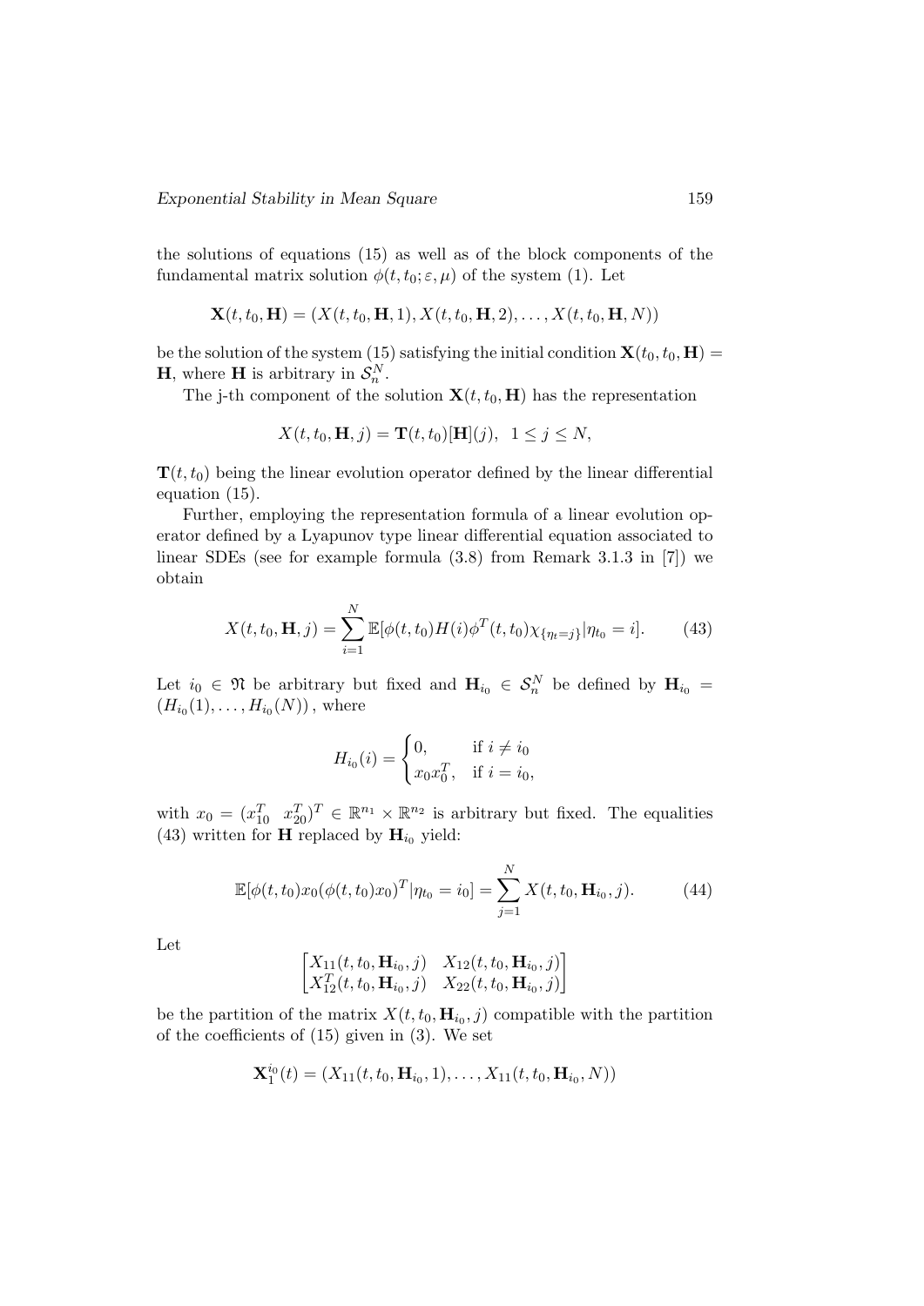the solutions of equations (15) as well as of the block components of the fundamental matrix solution $\phi(t, t_0; \varepsilon, \mu)$ of the system (1). Let

$$\mathbf{X}(t, t_0, \mathbf{H}) = (X(t, t_0, \mathbf{H}, 1), X(t, t_0, \mathbf{H}, 2), \ldots, X(t, t_0, \mathbf{H}, N))$$

be the solution of the system (15) satisfying the initial condition $\mathbf{X}(t_0, t_0, \mathbf{H}) = \mathbf{H}$, where $\mathbf{H}$ is arbitrary in $\mathcal{S}_n^N$.

The j-th component of the solution $\mathbf{X}(t, t_0, \mathbf{H})$ has the representation

$$X(t, t_0, \mathbf{H}, j) = \mathbf{T}(t, t_0)[\mathbf{H}](j), \;\; 1 \leq j \leq N,$$

$\mathbf{T}(t, t_0)$ being the linear evolution operator defined by the linear differential equation (15).

Further, employing the representation formula of a linear evolution operator defined by a Lyapunov type linear differential equation associated to linear SDEs (see for example formula (3.8) from Remark 3.1.3 in [7]) we obtain

$$X(t, t_0, \mathbf{H}, j) = \sum_{i=1}^{N} \mathbb{E}[\phi(t, t_0) H(i) \phi^T(t, t_0) \chi_{\{\eta_t = j\}} | \eta_{t_0} = i]. \tag{43}$$

Let $i_0 \in \mathfrak{N}$ be arbitrary but fixed and $\mathbf{H}_{i_0} \in \mathcal{S}_n^N$ be defined by $\mathbf{H}_{i_0} = (H_{i_0}(1), \ldots, H_{i_0}(N))$, where

$$H_{i_0}(i) = \begin{cases} 0, & \text{if } i \neq i_0 \\ x_0 x_0^T, & \text{if } i = i_0, \end{cases}$$

with $x_0 = (x_{10}^T \;\; x_{20}^T)^T \in \mathbb{R}^{n_1} \times \mathbb{R}^{n_2}$ is arbitrary but fixed. The equalities (43) written for $\mathbf{H}$ replaced by $\mathbf{H}_{i_0}$ yield:

$$\mathbb{E}[\phi(t, t_0) x_0 (\phi(t, t_0) x_0)^T | \eta_{t_0} = i_0] = \sum_{j=1}^{N} X(t, t_0, \mathbf{H}_{i_0}, j). \tag{44}$$

Let

$$\begin{bmatrix} X_{11}(t, t_0, \mathbf{H}_{i_0}, j) & X_{12}(t, t_0, \mathbf{H}_{i_0}, j) \\ X_{12}^T(t, t_0, \mathbf{H}_{i_0}, j) & X_{22}(t, t_0, \mathbf{H}_{i_0}, j) \end{bmatrix}$$

be the partition of the matrix $X(t, t_0, \mathbf{H}_{i_0}, j)$ compatible with the partition of the coefficients of (15) given in (3). We set

$$\mathbf{X}_1^{i_0}(t) = (X_{11}(t, t_0, \mathbf{H}_{i_0}, 1), \ldots, X_{11}(t, t_0, \mathbf{H}_{i_0}, N))$$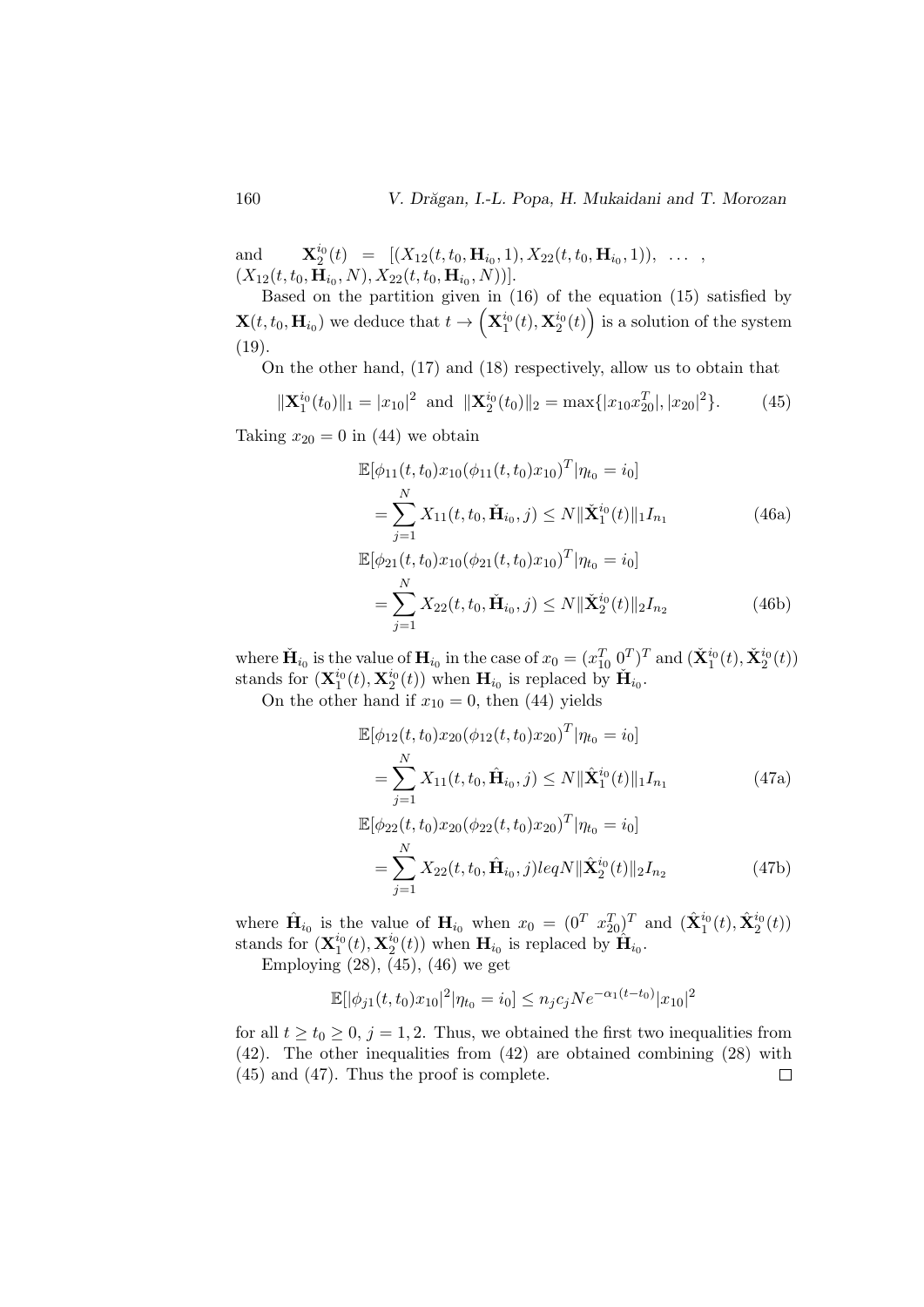and $\mathbf{X}_2^{i_0}(t) = [(X_{12}(t,t_0,\mathbf{H}_{i_0},1), X_{22}(t,t_0,\mathbf{H}_{i_0},1)), \dots, (X_{12}(t,t_0,\mathbf{H}_{i_0},N), X_{22}(t,t_0,\mathbf{H}_{i_0},N))]$.

Based on the partition given in (16) of the equation (15) satisfied by $\mathbf{X}(t,t_0,\mathbf{H}_{i_0})$ we deduce that $t \to \left(\mathbf{X}_1^{i_0}(t), \mathbf{X}_2^{i_0}(t)\right)$ is a solution of the system (19).

On the other hand, (17) and (18) respectively, allow us to obtain that

$$\|\mathbf{X}_1^{i_0}(t_0)\|_1 = |x_{10}|^2 \text{ and } \|\mathbf{X}_2^{i_0}(t_0)\|_2 = \max\{|x_{10}x_{20}^T|, |x_{20}|^2\}. \tag{45}$$

Taking $x_{20} = 0$ in (44) we obtain

$$\mathbb{E}[\phi_{11}(t,t_0)x_{10}(\phi_{11}(t,t_0)x_{10})^T|\eta_{t_0} = i_0] = \sum_{j=1}^{N} X_{11}(t,t_0,\check{\mathbf{H}}_{i_0},j) \leq N\|\check{\mathbf{X}}_1^{i_0}(t)\|_1 I_{n_1} \tag{46a}$$

$$\mathbb{E}[\phi_{21}(t,t_0)x_{10}(\phi_{21}(t,t_0)x_{10})^T|\eta_{t_0} = i_0] = \sum_{j=1}^{N} X_{22}(t,t_0,\check{\mathbf{H}}_{i_0},j) \leq N\|\check{\mathbf{X}}_2^{i_0}(t)\|_2 I_{n_2} \tag{46b}$$

where $\check{\mathbf{H}}_{i_0}$ is the value of $\mathbf{H}_{i_0}$ in the case of $x_0 = (x_{10}^T \; 0^T)^T$ and $(\check{\mathbf{X}}_1^{i_0}(t), \check{\mathbf{X}}_2^{i_0}(t))$ stands for $(\mathbf{X}_1^{i_0}(t), \mathbf{X}_2^{i_0}(t))$ when $\mathbf{H}_{i_0}$ is replaced by $\check{\mathbf{H}}_{i_0}$.

On the other hand if $x_{10} = 0$, then (44) yields

$$\mathbb{E}[\phi_{12}(t,t_0)x_{20}(\phi_{12}(t,t_0)x_{20})^T|\eta_{t_0} = i_0] = \sum_{j=1}^{N} X_{11}(t,t_0,\hat{\mathbf{H}}_{i_0},j) \leq N\|\hat{\mathbf{X}}_1^{i_0}(t)\|_1 I_{n_1} \tag{47a}$$

$$\mathbb{E}[\phi_{22}(t,t_0)x_{20}(\phi_{22}(t,t_0)x_{20})^T|\eta_{t_0} = i_0] = \sum_{j=1}^{N} X_{22}(t,t_0,\hat{\mathbf{H}}_{i_0},j) leq N\|\hat{\mathbf{X}}_2^{i_0}(t)\|_2 I_{n_2} \tag{47b}$$

where $\hat{\mathbf{H}}_{i_0}$ is the value of $\mathbf{H}_{i_0}$ when $x_0 = (0^T \; x_{20}^T)^T$ and $(\hat{\mathbf{X}}_1^{i_0}(t), \hat{\mathbf{X}}_2^{i_0}(t))$ stands for $(\mathbf{X}_1^{i_0}(t), \mathbf{X}_2^{i_0}(t))$ when $\mathbf{H}_{i_0}$ is replaced by $\hat{\mathbf{H}}_{i_0}$.

Employing (28), (45), (46) we get

$$\mathbb{E}[|\phi_{j1}(t,t_0)x_{10}|^2|\eta_{t_0} = i_0] \leq n_j c_j N e^{-\alpha_1(t-t_0)}|x_{10}|^2$$

for all $t \geq t_0 \geq 0$, $j = 1,2$. Thus, we obtained the first two inequalities from (42). The other inequalities from (42) are obtained combining (28) with (45) and (47). Thus the proof is complete. $\square$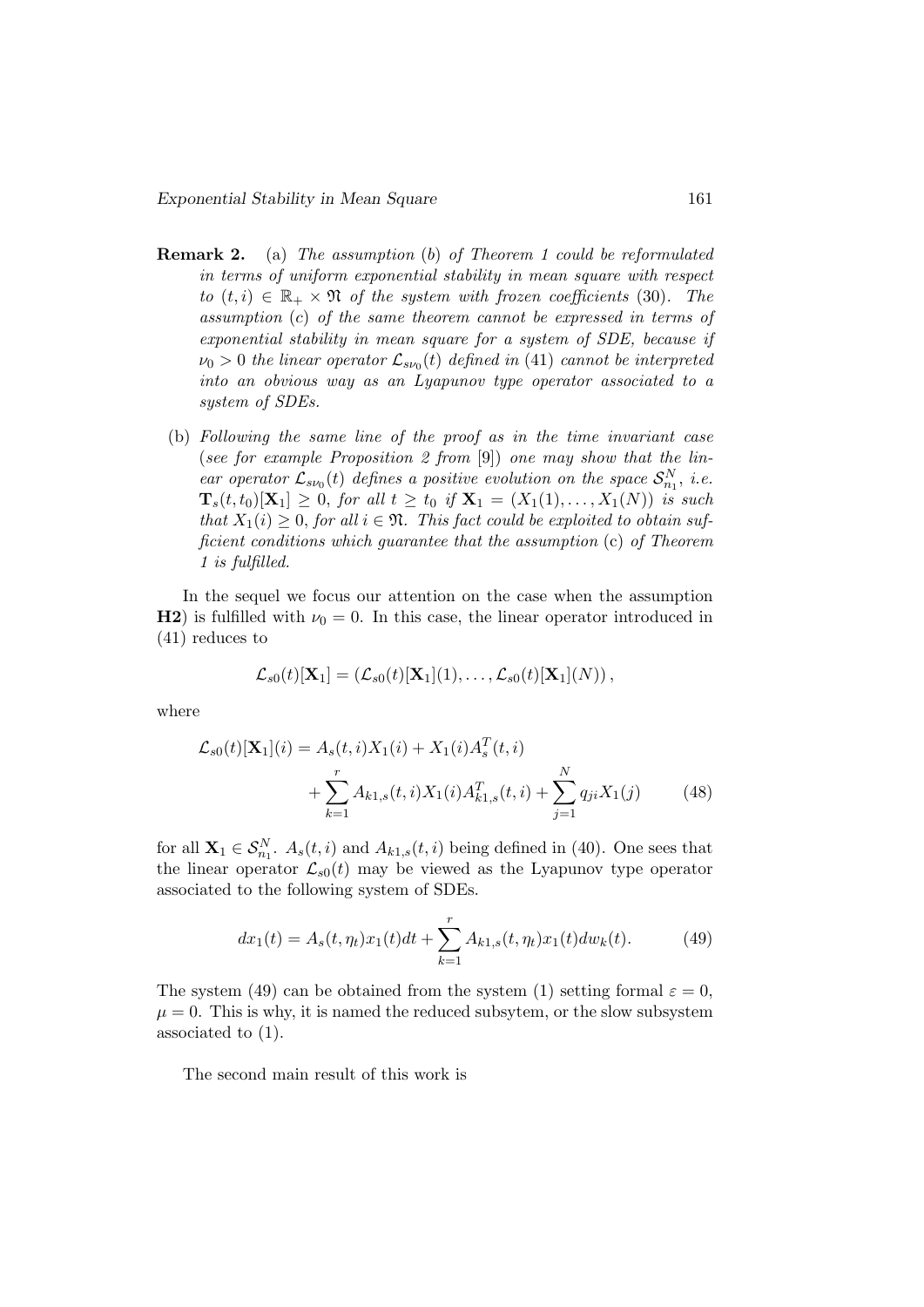**Remark 2.** (a) *The assumption* (*b*) *of Theorem 1 could be reformulated in terms of uniform exponential stability in mean square with respect to* $(t,i) \in \mathbb{R}_+ \times \mathfrak{N}$ *of the system with frozen coefficients* (30)*. The assumption* (*c*) *of the same theorem cannot be expressed in terms of exponential stability in mean square for a system of SDE, because if* $\nu_0 > 0$ *the linear operator* $\mathcal{L}_{s\nu_0}(t)$ *defined in* (41) *cannot be interpreted into an obvious way as an Lyapunov type operator associated to a system of SDEs.*

(b) *Following the same line of the proof as in the time invariant case* (*see for example Proposition 2 from* [9]) *one may show that the linear operator* $\mathcal{L}_{s\nu_0}(t)$ *defines a positive evolution on the space* $\mathcal{S}_{n_1}^N$*, i.e.* $\mathbf{T}_s(t,t_0)[\mathbf{X}_1] \geq 0$*, for all* $t \geq t_0$ *if* $\mathbf{X}_1 = (X_1(1), \ldots, X_1(N))$ *is such that* $X_1(i) \geq 0$*, for all* $i \in \mathfrak{N}$*. This fact could be exploited to obtain sufficient conditions which guarantee that the assumption* (c) *of Theorem 1 is fulfilled.*

In the sequel we focus our attention on the case when the assumption **H2**) is fulfilled with $\nu_0 = 0$. In this case, the linear operator introduced in (41) reduces to

$$\mathcal{L}_{s0}(t)[\mathbf{X}_1] = \left(\mathcal{L}_{s0}(t)[\mathbf{X}_1](1), \ldots, \mathcal{L}_{s0}(t)[\mathbf{X}_1](N)\right),$$

where

$$\begin{aligned}\mathcal{L}_{s0}(t)[\mathbf{X}_1](i) = {} & A_s(t,i)X_1(i) + X_1(i)A_s^T(t,i) \\ & + \sum_{k=1}^{r} A_{k1,s}(t,i)X_1(i)A_{k1,s}^T(t,i) + \sum_{j=1}^{N} q_{ji}X_1(j) \end{aligned} \tag{48}$$

for all $\mathbf{X}_1 \in \mathcal{S}_{n_1}^N$. $A_s(t,i)$ and $A_{k1,s}(t,i)$ being defined in (40). One sees that the linear operator $\mathcal{L}_{s0}(t)$ may be viewed as the Lyapunov type operator associated to the following system of SDEs.

$$dx_1(t) = A_s(t,\eta_t)x_1(t)dt + \sum_{k=1}^{r} A_{k1,s}(t,\eta_t)x_1(t)dw_k(t). \tag{49}$$

The system (49) can be obtained from the system (1) setting formal $\varepsilon = 0$, $\mu = 0$. This is why, it is named the reduced subsytem, or the slow subsystem associated to (1).

The second main result of this work is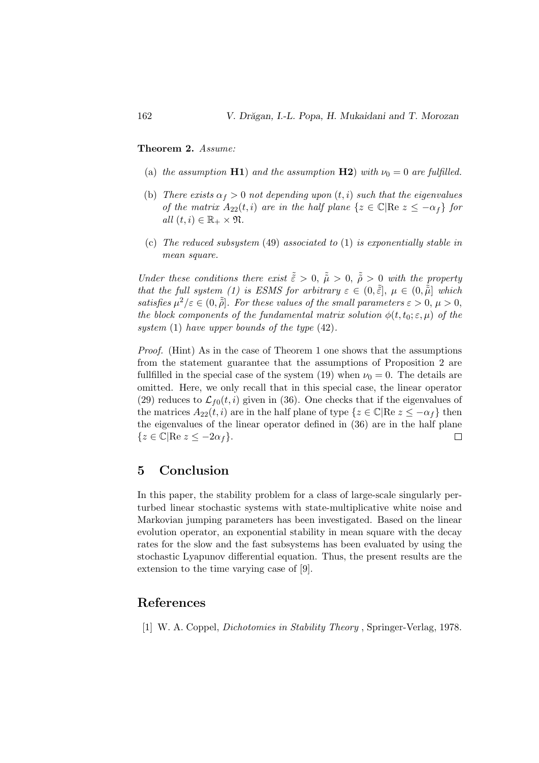**Theorem 2.** *Assume:*

(a) *the assumption* **H1**) *and the assumption* **H2**) *with* $\nu_0 = 0$ *are fulfilled.*

(b) *There exists* $\alpha_f > 0$ *not depending upon* $(t, i)$ *such that the eigenvalues of the matrix* $A_{22}(t, i)$ *are in the half plane* $\{z \in \mathbb{C} | \text{Re } z \leq -\alpha_f\}$ *for all* $(t, i) \in \mathbb{R}_+ \times \mathfrak{N}$.

(c) *The reduced subsystem* (49) *associated to* (1) *is exponentially stable in mean square.*

*Under these conditions there exist* $\tilde{\tilde{\varepsilon}} > 0$, $\tilde{\tilde{\mu}} > 0$, $\tilde{\tilde{\rho}} > 0$ *with the property that the full system (1) is ESMS for arbitrary* $\varepsilon \in (0, \tilde{\tilde{\varepsilon}}]$, $\mu \in (0, \tilde{\tilde{\mu}}]$ *which satisfies* $\mu^2/\varepsilon \in (0, \tilde{\tilde{\rho}}]$. *For these values of the small parameters* $\varepsilon > 0$, $\mu > 0$, *the block components of the fundamental matrix solution* $\phi(t, t_0; \varepsilon, \mu)$ *of the system* (1) *have upper bounds of the type* (42).

*Proof.* (Hint) As in the case of Theorem 1 one shows that the assumptions from the statement guarantee that the assumptions of Proposition 2 are fullfilled in the special case of the system (19) when $\nu_0 = 0$. The details are omitted. Here, we only recall that in this special case, the linear operator (29) reduces to $\mathcal{L}_{f0}(t, i)$ given in (36). One checks that if the eigenvalues of the matrices $A_{22}(t, i)$ are in the half plane of type $\{z \in \mathbb{C} | \text{Re } z \leq -\alpha_f\}$ then the eigenvalues of the linear operator defined in (36) are in the half plane $\{z \in \mathbb{C} | \text{Re } z \leq -2\alpha_f\}$. □

## 5 Conclusion

In this paper, the stability problem for a class of large-scale singularly perturbed linear stochastic systems with state-multiplicative white noise and Markovian jumping parameters has been investigated. Based on the linear evolution operator, an exponential stability in mean square with the decay rates for the slow and the fast subsystems has been evaluated by using the stochastic Lyapunov differential equation. Thus, the present results are the extension to the time varying case of [9].

## References

[1] W. A. Coppel, *Dichotomies in Stability Theory* , Springer-Verlag, 1978.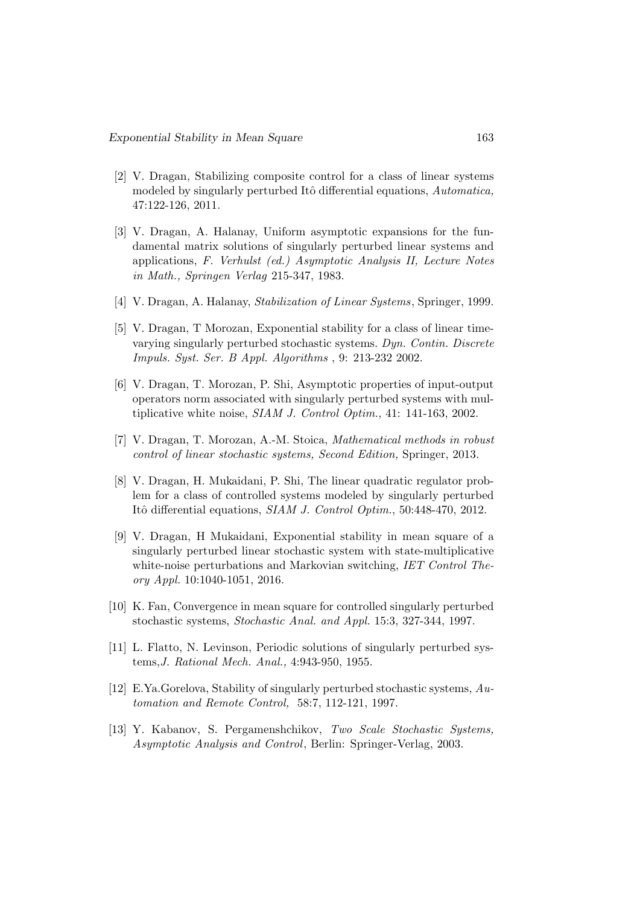[2] V. Dragan, Stabilizing composite control for a class of linear systems modeled by singularly perturbed Itô differential equations, *Automatica,* 47:122-126, 2011.

[3] V. Dragan, A. Halanay, Uniform asymptotic expansions for the fundamental matrix solutions of singularly perturbed linear systems and applications, *F. Verhulst (ed.) Asymptotic Analysis II, Lecture Notes in Math., Springen Verlag* 215-347, 1983.

[4] V. Dragan, A. Halanay, *Stabilization of Linear Systems*, Springer, 1999.

[5] V. Dragan, T Morozan, Exponential stability for a class of linear time-varying singularly perturbed stochastic systems. *Dyn. Contin. Discrete Impuls. Syst. Ser. B Appl. Algorithms* , 9: 213-232 2002.

[6] V. Dragan, T. Morozan, P. Shi, Asymptotic properties of input-output operators norm associated with singularly perturbed systems with multiplicative white noise, *SIAM J. Control Optim.*, 41: 141-163, 2002.

[7] V. Dragan, T. Morozan, A.-M. Stoica, *Mathematical methods in robust control of linear stochastic systems, Second Edition,* Springer, 2013.

[8] V. Dragan, H. Mukaidani, P. Shi, The linear quadratic regulator problem for a class of controlled systems modeled by singularly perturbed Itô differential equations, *SIAM J. Control Optim.*, 50:448-470, 2012.

[9] V. Dragan, H Mukaidani, Exponential stability in mean square of a singularly perturbed linear stochastic system with state-multiplicative white-noise perturbations and Markovian switching, *IET Control Theory Appl.* 10:1040-1051, 2016.

[10] K. Fan, Convergence in mean square for controlled singularly perturbed stochastic systems, *Stochastic Anal. and Appl.* 15:3, 327-344, 1997.

[11] L. Flatto, N. Levinson, Periodic solutions of singularly perturbed systems,*J. Rational Mech. Anal.,* 4:943-950, 1955.

[12] E.Ya.Gorelova, Stability of singularly perturbed stochastic systems, *Automation and Remote Control,* 58:7, 112-121, 1997.

[13] Y. Kabanov, S. Pergamenshchikov, *Two Scale Stochastic Systems, Asymptotic Analysis and Control*, Berlin: Springer-Verlag, 2003.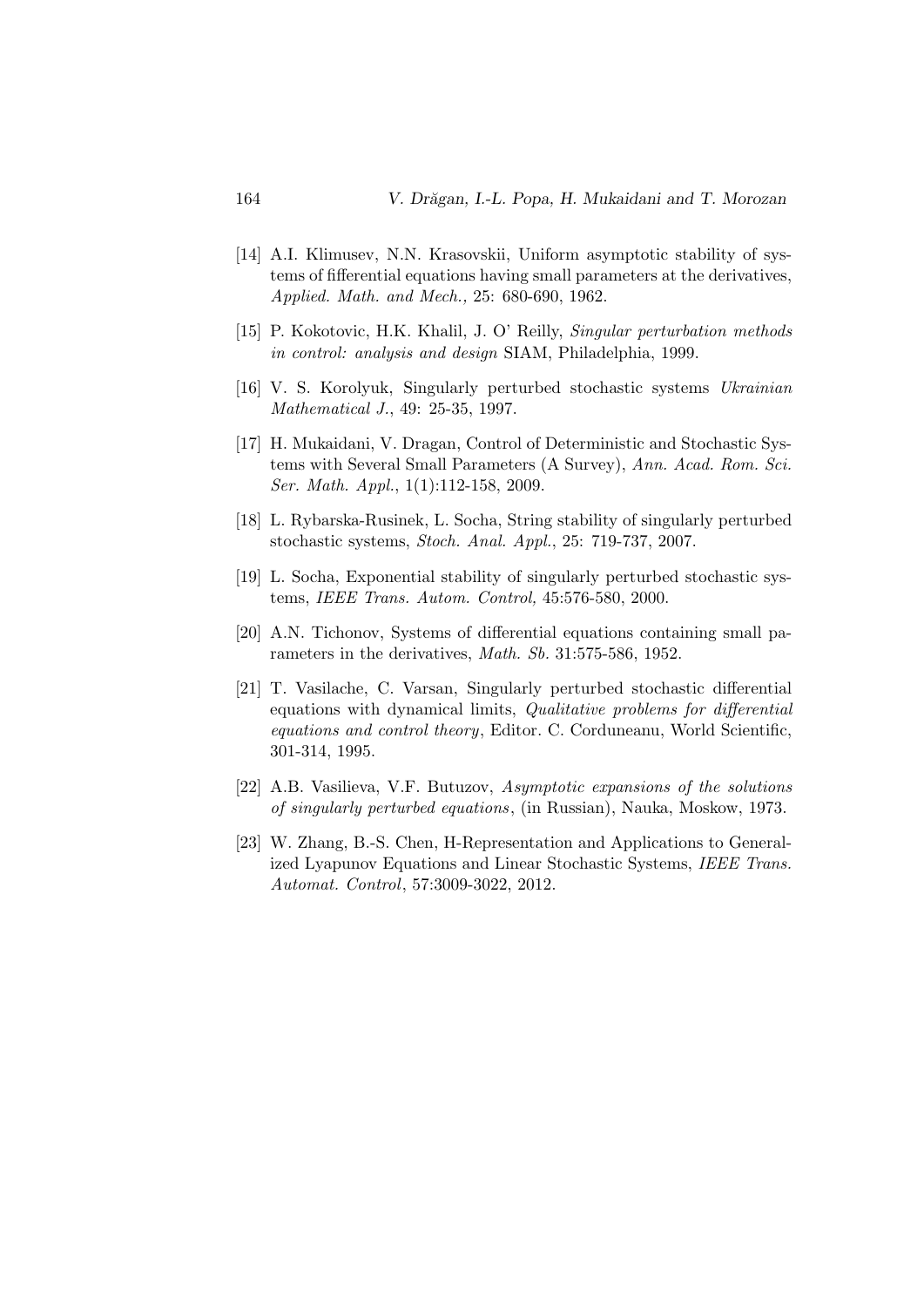[14] A.I. Klimusev, N.N. Krasovskii, Uniform asymptotic stability of systems of fifferential equations having small parameters at the derivatives, *Applied. Math. and Mech.,* 25: 680-690, 1962.

[15] P. Kokotovic, H.K. Khalil, J. O' Reilly, *Singular perturbation methods in control: analysis and design* SIAM, Philadelphia, 1999.

[16] V. S. Korolyuk, Singularly perturbed stochastic systems *Ukrainian Mathematical J.*, 49: 25-35, 1997.

[17] H. Mukaidani, V. Dragan, Control of Deterministic and Stochastic Systems with Several Small Parameters (A Survey), *Ann. Acad. Rom. Sci. Ser. Math. Appl.*, 1(1):112-158, 2009.

[18] L. Rybarska-Rusinek, L. Socha, String stability of singularly perturbed stochastic systems, *Stoch. Anal. Appl.*, 25: 719-737, 2007.

[19] L. Socha, Exponential stability of singularly perturbed stochastic systems, *IEEE Trans. Autom. Control,* 45:576-580, 2000.

[20] A.N. Tichonov, Systems of differential equations containing small parameters in the derivatives, *Math. Sb.* 31:575-586, 1952.

[21] T. Vasilache, C. Varsan, Singularly perturbed stochastic differential equations with dynamical limits, *Qualitative problems for differential equations and control theory*, Editor. C. Corduneanu, World Scientific, 301-314, 1995.

[22] A.B. Vasilieva, V.F. Butuzov, *Asymptotic expansions of the solutions of singularly perturbed equations*, (in Russian), Nauka, Moskow, 1973.

[23] W. Zhang, B.-S. Chen, H-Representation and Applications to Generalized Lyapunov Equations and Linear Stochastic Systems, *IEEE Trans. Automat. Control*, 57:3009-3022, 2012.